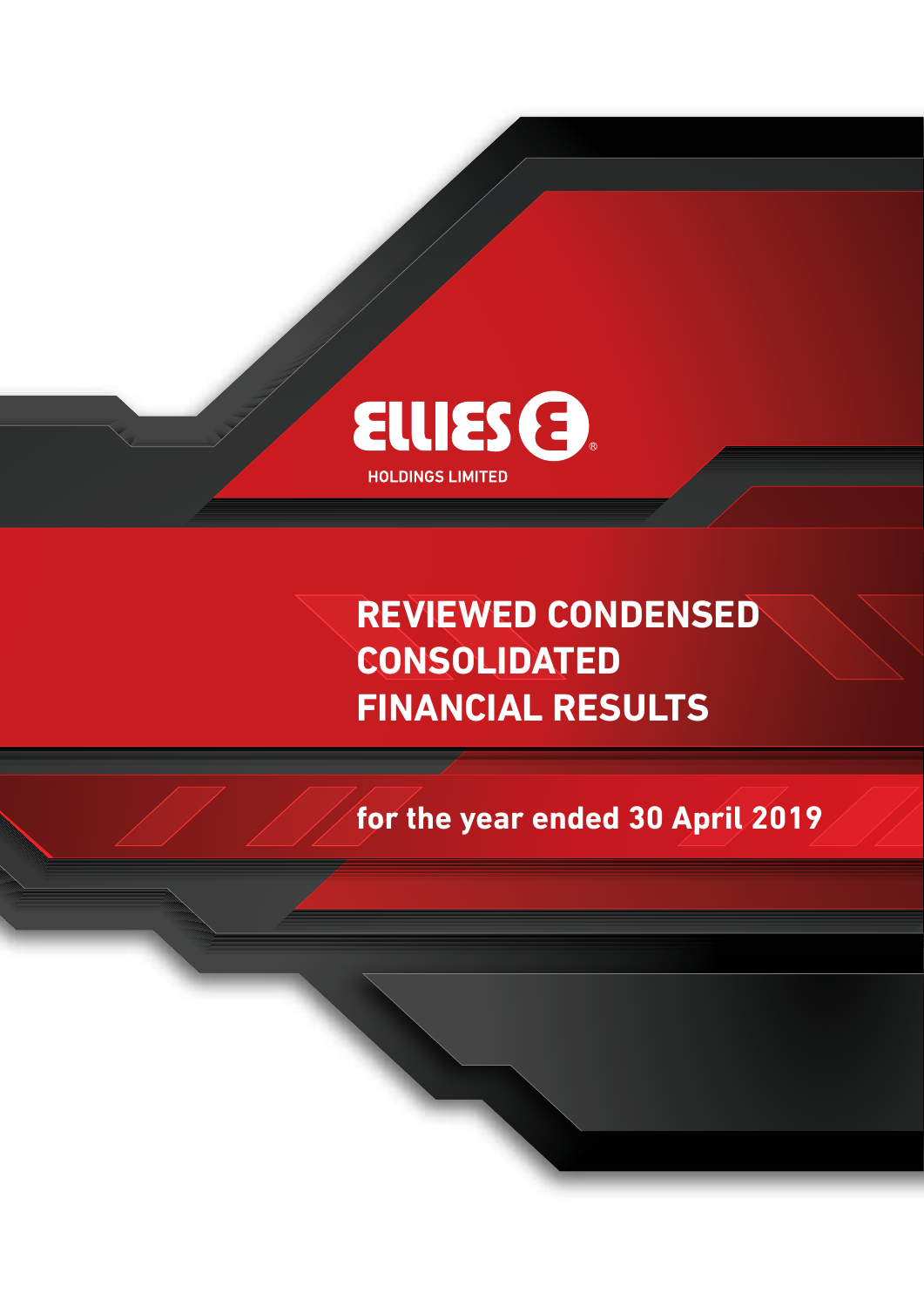ELLIES

HOLDINGS LIMITED

# REVIEWED CONDENSED CONSOLIDATED FINANCIAL RESULTS

## for the year ended 30 April 2019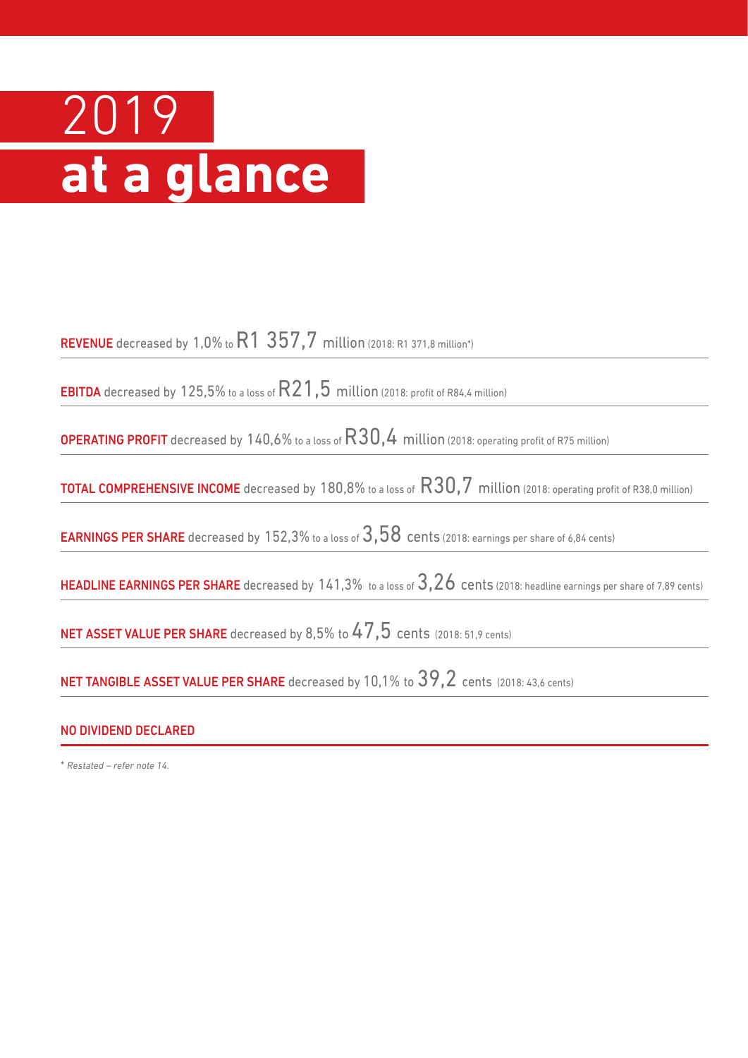# 2019 **at a glance**

**REVENUE** decreased by 1,0% to R1 357,7 million (2018: R1 371,8 million*)

**EBITDA** decreased by 125,5% to a loss of R21,5 million (2018: profit of R84,4 million)

**OPERATING PROFIT** decreased by 140,6% to a loss of R30,4 million (2018: operating profit of R75 million)

**TOTAL COMPREHENSIVE INCOME** decreased by 180,8% to a loss of R30,7 million (2018: operating profit of R38,0 million)

**EARNINGS PER SHARE** decreased by 152,3% to a loss of 3,58 cents (2018: earnings per share of 6,84 cents)

**HEADLINE EARNINGS PER SHARE** decreased by 141,3% to a loss of 3,26 cents (2018: headline earnings per share of 7,89 cents)

**NET ASSET VALUE PER SHARE** decreased by 8,5% to 47,5 cents (2018: 51,9 cents)

**NET TANGIBLE ASSET VALUE PER SHARE** decreased by 10,1% to 39,2 cents (2018: 43,6 cents)

**NO DIVIDEND DECLARED**

* *Restated – refer note 14.*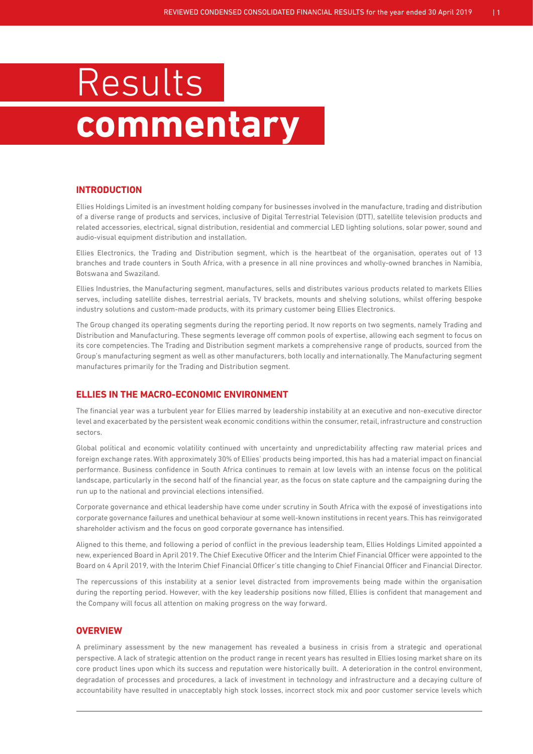# Results commentary

## INTRODUCTION

Ellies Holdings Limited is an investment holding company for businesses involved in the manufacture, trading and distribution of a diverse range of products and services, inclusive of Digital Terrestrial Television (DTT), satellite television products and related accessories, electrical, signal distribution, residential and commercial LED lighting solutions, solar power, sound and audio-visual equipment distribution and installation.

Ellies Electronics, the Trading and Distribution segment, which is the heartbeat of the organisation, operates out of 13 branches and trade counters in South Africa, with a presence in all nine provinces and wholly-owned branches in Namibia, Botswana and Swaziland.

Ellies Industries, the Manufacturing segment, manufactures, sells and distributes various products related to markets Ellies serves, including satellite dishes, terrestrial aerials, TV brackets, mounts and shelving solutions, whilst offering bespoke industry solutions and custom-made products, with its primary customer being Ellies Electronics.

The Group changed its operating segments during the reporting period. It now reports on two segments, namely Trading and Distribution and Manufacturing. These segments leverage off common pools of expertise, allowing each segment to focus on its core competencies. The Trading and Distribution segment markets a comprehensive range of products, sourced from the Group's manufacturing segment as well as other manufacturers, both locally and internationally. The Manufacturing segment manufactures primarily for the Trading and Distribution segment.

## ELLIES IN THE MACRO-ECONOMIC ENVIRONMENT

The financial year was a turbulent year for Ellies marred by leadership instability at an executive and non-executive director level and exacerbated by the persistent weak economic conditions within the consumer, retail, infrastructure and construction sectors.

Global political and economic volatility continued with uncertainty and unpredictability affecting raw material prices and foreign exchange rates. With approximately 30% of Ellies' products being imported, this has had a material impact on financial performance. Business confidence in South Africa continues to remain at low levels with an intense focus on the political landscape, particularly in the second half of the financial year, as the focus on state capture and the campaigning during the run up to the national and provincial elections intensified.

Corporate governance and ethical leadership have come under scrutiny in South Africa with the exposé of investigations into corporate governance failures and unethical behaviour at some well-known institutions in recent years. This has reinvigorated shareholder activism and the focus on good corporate governance has intensified.

Aligned to this theme, and following a period of conflict in the previous leadership team, Ellies Holdings Limited appointed a new, experienced Board in April 2019. The Chief Executive Officer and the Interim Chief Financial Officer were appointed to the Board on 4 April 2019, with the Interim Chief Financial Officer's title changing to Chief Financial Officer and Financial Director.

The repercussions of this instability at a senior level distracted from improvements being made within the organisation during the reporting period. However, with the key leadership positions now filled, Ellies is confident that management and the Company will focus all attention on making progress on the way forward.

## OVERVIEW

A preliminary assessment by the new management has revealed a business in crisis from a strategic and operational perspective. A lack of strategic attention on the product range in recent years has resulted in Ellies losing market share on its core product lines upon which its success and reputation were historically built. A deterioration in the control environment, degradation of processes and procedures, a lack of investment in technology and infrastructure and a decaying culture of accountability have resulted in unacceptably high stock losses, incorrect stock mix and poor customer service levels which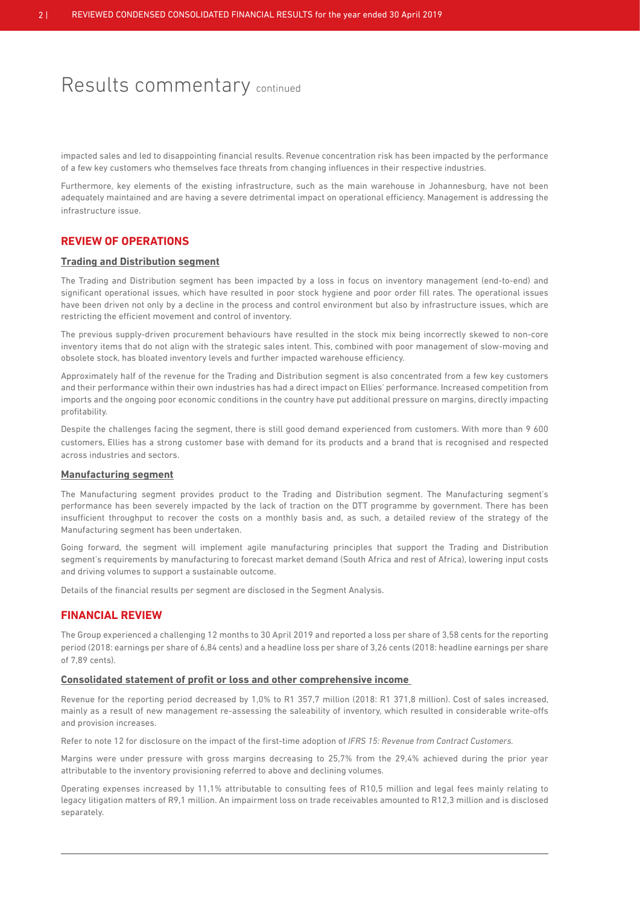# Results commentary continued

impacted sales and led to disappointing financial results. Revenue concentration risk has been impacted by the performance of a few key customers who themselves face threats from changing influences in their respective industries.

Furthermore, key elements of the existing infrastructure, such as the main warehouse in Johannesburg, have not been adequately maintained and are having a severe detrimental impact on operational efficiency. Management is addressing the infrastructure issue.

## REVIEW OF OPERATIONS

### Trading and Distribution segment

The Trading and Distribution segment has been impacted by a loss in focus on inventory management (end-to-end) and significant operational issues, which have resulted in poor stock hygiene and poor order fill rates. The operational issues have been driven not only by a decline in the process and control environment but also by infrastructure issues, which are restricting the efficient movement and control of inventory.

The previous supply-driven procurement behaviours have resulted in the stock mix being incorrectly skewed to non-core inventory items that do not align with the strategic sales intent. This, combined with poor management of slow-moving and obsolete stock, has bloated inventory levels and further impacted warehouse efficiency.

Approximately half of the revenue for the Trading and Distribution segment is also concentrated from a few key customers and their performance within their own industries has had a direct impact on Ellies' performance. Increased competition from imports and the ongoing poor economic conditions in the country have put additional pressure on margins, directly impacting profitability.

Despite the challenges facing the segment, there is still good demand experienced from customers. With more than 9 600 customers, Ellies has a strong customer base with demand for its products and a brand that is recognised and respected across industries and sectors.

### Manufacturing segment

The Manufacturing segment provides product to the Trading and Distribution segment. The Manufacturing segment's performance has been severely impacted by the lack of traction on the DTT programme by government. There has been insufficient throughput to recover the costs on a monthly basis and, as such, a detailed review of the strategy of the Manufacturing segment has been undertaken.

Going forward, the segment will implement agile manufacturing principles that support the Trading and Distribution segment's requirements by manufacturing to forecast market demand (South Africa and rest of Africa), lowering input costs and driving volumes to support a sustainable outcome.

Details of the financial results per segment are disclosed in the Segment Analysis.

## FINANCIAL REVIEW

The Group experienced a challenging 12 months to 30 April 2019 and reported a loss per share of 3,58 cents for the reporting period (2018: earnings per share of 6,84 cents) and a headline loss per share of 3,26 cents (2018: headline earnings per share of 7,89 cents).

### Consolidated statement of profit or loss and other comprehensive income

Revenue for the reporting period decreased by 1,0% to R1 357,7 million (2018: R1 371,8 million). Cost of sales increased, mainly as a result of new management re-assessing the saleability of inventory, which resulted in considerable write-offs and provision increases.

Refer to note 12 for disclosure on the impact of the first-time adoption of *IFRS 15: Revenue from Contract Customers.*

Margins were under pressure with gross margins decreasing to 25,7% from the 29,4% achieved during the prior year attributable to the inventory provisioning referred to above and declining volumes.

Operating expenses increased by 11,1% attributable to consulting fees of R10,5 million and legal fees mainly relating to legacy litigation matters of R9,1 million. An impairment loss on trade receivables amounted to R12,3 million and is disclosed separately.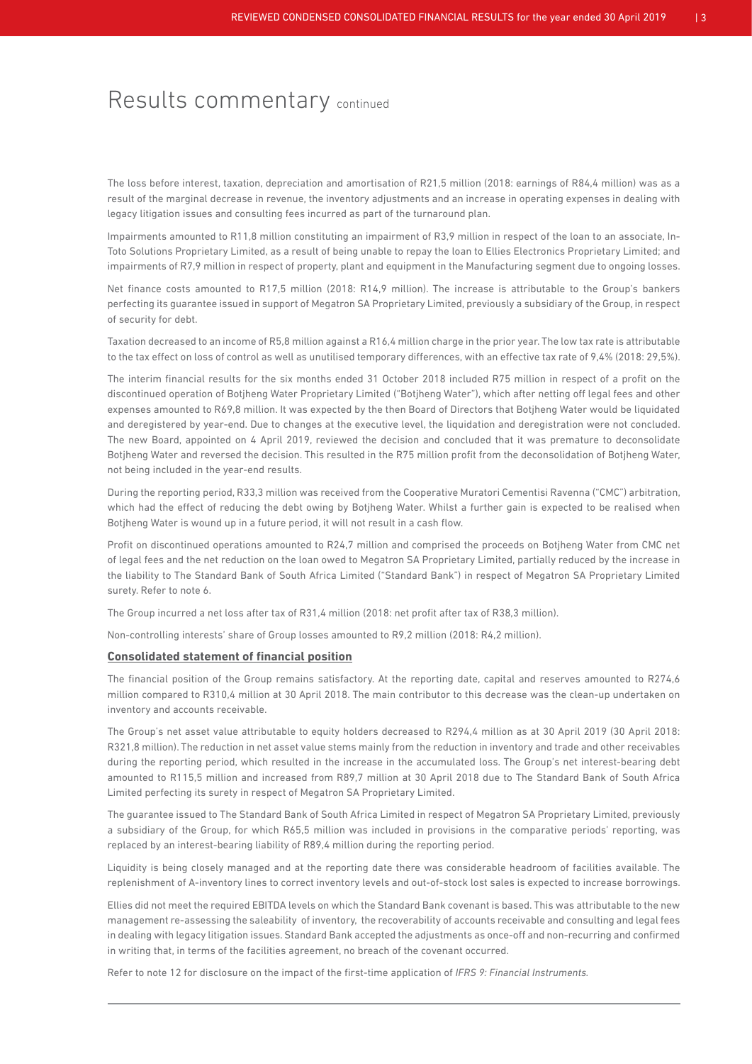# Results commentary continued

The loss before interest, taxation, depreciation and amortisation of R21,5 million (2018: earnings of R84,4 million) was as a result of the marginal decrease in revenue, the inventory adjustments and an increase in operating expenses in dealing with legacy litigation issues and consulting fees incurred as part of the turnaround plan.

Impairments amounted to R11,8 million constituting an impairment of R3,9 million in respect of the loan to an associate, In-Toto Solutions Proprietary Limited, as a result of being unable to repay the loan to Ellies Electronics Proprietary Limited; and impairments of R7,9 million in respect of property, plant and equipment in the Manufacturing segment due to ongoing losses.

Net finance costs amounted to R17,5 million (2018: R14,9 million). The increase is attributable to the Group's bankers perfecting its guarantee issued in support of Megatron SA Proprietary Limited, previously a subsidiary of the Group, in respect of security for debt.

Taxation decreased to an income of R5,8 million against a R16,4 million charge in the prior year. The low tax rate is attributable to the tax effect on loss of control as well as unutilised temporary differences, with an effective tax rate of 9,4% (2018: 29,5%).

The interim financial results for the six months ended 31 October 2018 included R75 million in respect of a profit on the discontinued operation of Botjheng Water Proprietary Limited ("Botjheng Water"), which after netting off legal fees and other expenses amounted to R69,8 million. It was expected by the then Board of Directors that Botjheng Water would be liquidated and deregistered by year-end. Due to changes at the executive level, the liquidation and deregistration were not concluded. The new Board, appointed on 4 April 2019, reviewed the decision and concluded that it was premature to deconsolidate Botjheng Water and reversed the decision. This resulted in the R75 million profit from the deconsolidation of Botjheng Water, not being included in the year-end results.

During the reporting period, R33,3 million was received from the Cooperative Muratori Cementisi Ravenna ("CMC") arbitration, which had the effect of reducing the debt owing by Botjheng Water. Whilst a further gain is expected to be realised when Botjheng Water is wound up in a future period, it will not result in a cash flow.

Profit on discontinued operations amounted to R24,7 million and comprised the proceeds on Botjheng Water from CMC net of legal fees and the net reduction on the loan owed to Megatron SA Proprietary Limited, partially reduced by the increase in the liability to The Standard Bank of South Africa Limited ("Standard Bank") in respect of Megatron SA Proprietary Limited surety. Refer to note 6.

The Group incurred a net loss after tax of R31,4 million (2018: net profit after tax of R38,3 million).

Non-controlling interests' share of Group losses amounted to R9,2 million (2018: R4,2 million).

## Consolidated statement of financial position

The financial position of the Group remains satisfactory. At the reporting date, capital and reserves amounted to R274,6 million compared to R310,4 million at 30 April 2018. The main contributor to this decrease was the clean-up undertaken on inventory and accounts receivable.

The Group's net asset value attributable to equity holders decreased to R294,4 million as at 30 April 2019 (30 April 2018: R321,8 million). The reduction in net asset value stems mainly from the reduction in inventory and trade and other receivables during the reporting period, which resulted in the increase in the accumulated loss. The Group's net interest-bearing debt amounted to R115,5 million and increased from R89,7 million at 30 April 2018 due to The Standard Bank of South Africa Limited perfecting its surety in respect of Megatron SA Proprietary Limited.

The guarantee issued to The Standard Bank of South Africa Limited in respect of Megatron SA Proprietary Limited, previously a subsidiary of the Group, for which R65,5 million was included in provisions in the comparative periods' reporting, was replaced by an interest-bearing liability of R89,4 million during the reporting period.

Liquidity is being closely managed and at the reporting date there was considerable headroom of facilities available. The replenishment of A-inventory lines to correct inventory levels and out-of-stock lost sales is expected to increase borrowings.

Ellies did not meet the required EBITDA levels on which the Standard Bank covenant is based. This was attributable to the new management re-assessing the saleability of inventory, the recoverability of accounts receivable and consulting and legal fees in dealing with legacy litigation issues. Standard Bank accepted the adjustments as once-off and non-recurring and confirmed in writing that, in terms of the facilities agreement, no breach of the covenant occurred.

Refer to note 12 for disclosure on the impact of the first-time application of *IFRS 9: Financial Instruments.*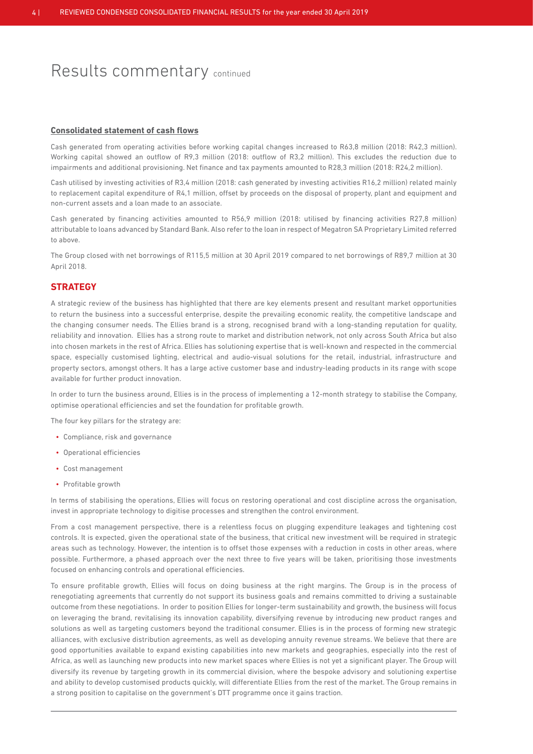# Results commentary continued

**Consolidated statement of cash flows**

Cash generated from operating activities before working capital changes increased to R63,8 million (2018: R42,3 million). Working capital showed an outflow of R9,3 million (2018: outflow of R3,2 million). This excludes the reduction due to impairments and additional provisioning. Net finance and tax payments amounted to R28,3 million (2018: R24,2 million).

Cash utilised by investing activities of R3,4 million (2018: cash generated by investing activities R16,2 million) related mainly to replacement capital expenditure of R4,1 million, offset by proceeds on the disposal of property, plant and equipment and non-current assets and a loan made to an associate.

Cash generated by financing activities amounted to R56,9 million (2018: utilised by financing activities R27,8 million) attributable to loans advanced by Standard Bank. Also refer to the loan in respect of Megatron SA Proprietary Limited referred to above.

The Group closed with net borrowings of R115,5 million at 30 April 2019 compared to net borrowings of R89,7 million at 30 April 2018.

## STRATEGY

A strategic review of the business has highlighted that there are key elements present and resultant market opportunities to return the business into a successful enterprise, despite the prevailing economic reality, the competitive landscape and the changing consumer needs. The Ellies brand is a strong, recognised brand with a long-standing reputation for quality, reliability and innovation. Ellies has a strong route to market and distribution network, not only across South Africa but also into chosen markets in the rest of Africa. Ellies has solutioning expertise that is well-known and respected in the commercial space, especially customised lighting, electrical and audio-visual solutions for the retail, industrial, infrastructure and property sectors, amongst others. It has a large active customer base and industry-leading products in its range with scope available for further product innovation.

In order to turn the business around, Ellies is in the process of implementing a 12-month strategy to stabilise the Company, optimise operational efficiencies and set the foundation for profitable growth.

The four key pillars for the strategy are:

- Compliance, risk and governance
- Operational efficiencies
- Cost management
- Profitable growth

In terms of stabilising the operations, Ellies will focus on restoring operational and cost discipline across the organisation, invest in appropriate technology to digitise processes and strengthen the control environment.

From a cost management perspective, there is a relentless focus on plugging expenditure leakages and tightening cost controls. It is expected, given the operational state of the business, that critical new investment will be required in strategic areas such as technology. However, the intention is to offset those expenses with a reduction in costs in other areas, where possible. Furthermore, a phased approach over the next three to five years will be taken, prioritising those investments focused on enhancing controls and operational efficiencies.

To ensure profitable growth, Ellies will focus on doing business at the right margins. The Group is in the process of renegotiating agreements that currently do not support its business goals and remains committed to driving a sustainable outcome from these negotiations. In order to position Ellies for longer-term sustainability and growth, the business will focus on leveraging the brand, revitalising its innovation capability, diversifying revenue by introducing new product ranges and solutions as well as targeting customers beyond the traditional consumer. Ellies is in the process of forming new strategic alliances, with exclusive distribution agreements, as well as developing annuity revenue streams. We believe that there are good opportunities available to expand existing capabilities into new markets and geographies, especially into the rest of Africa, as well as launching new products into new market spaces where Ellies is not yet a significant player. The Group will diversify its revenue by targeting growth in its commercial division, where the bespoke advisory and solutioning expertise and ability to develop customised products quickly, will differentiate Ellies from the rest of the market. The Group remains in a strong position to capitalise on the government's DTT programme once it gains traction.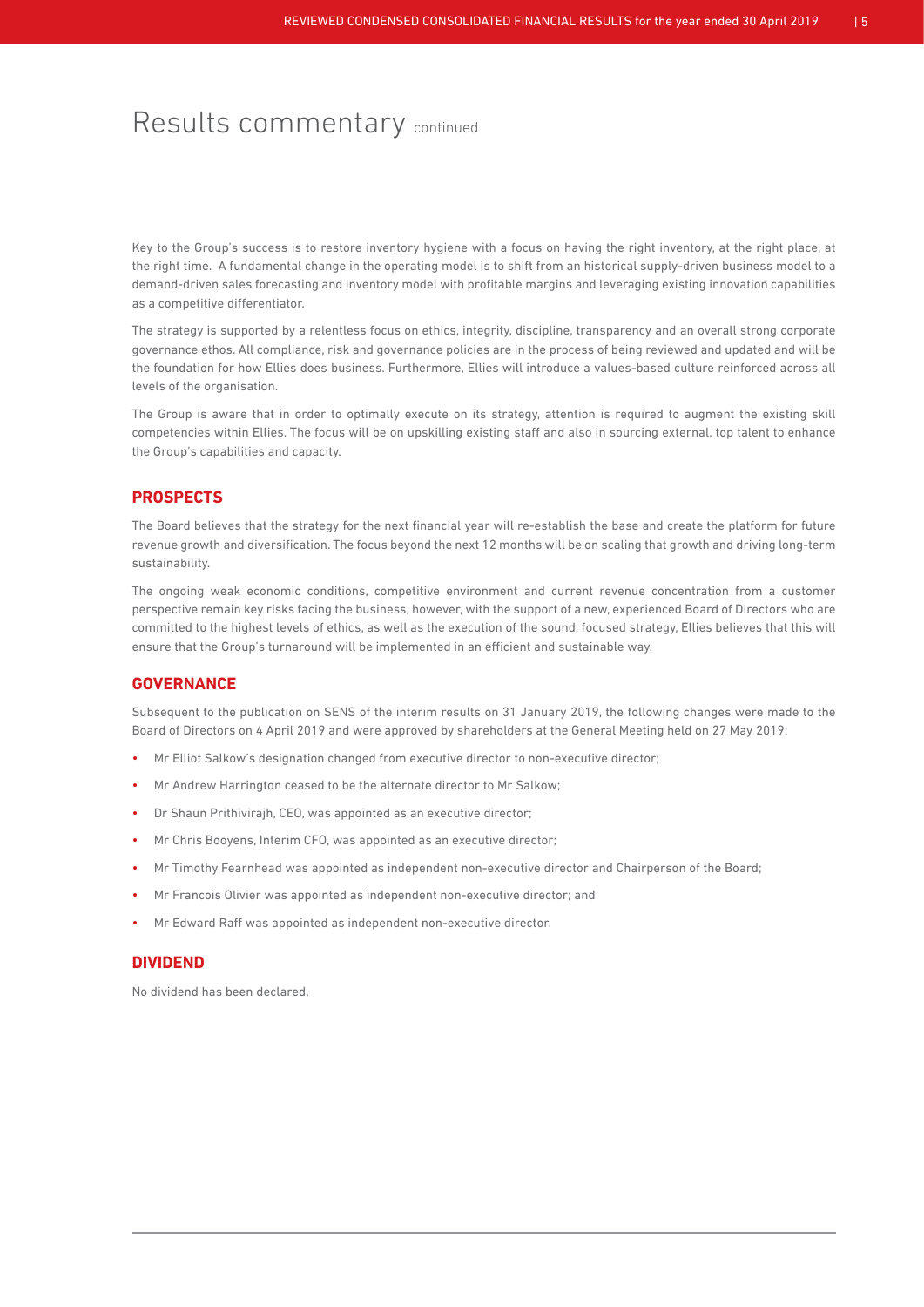# Results commentary continued

Key to the Group's success is to restore inventory hygiene with a focus on having the right inventory, at the right place, at the right time. A fundamental change in the operating model is to shift from an historical supply-driven business model to a demand-driven sales forecasting and inventory model with profitable margins and leveraging existing innovation capabilities as a competitive differentiator.

The strategy is supported by a relentless focus on ethics, integrity, discipline, transparency and an overall strong corporate governance ethos. All compliance, risk and governance policies are in the process of being reviewed and updated and will be the foundation for how Ellies does business. Furthermore, Ellies will introduce a values-based culture reinforced across all levels of the organisation.

The Group is aware that in order to optimally execute on its strategy, attention is required to augment the existing skill competencies within Ellies. The focus will be on upskilling existing staff and also in sourcing external, top talent to enhance the Group's capabilities and capacity.

## PROSPECTS

The Board believes that the strategy for the next financial year will re-establish the base and create the platform for future revenue growth and diversification. The focus beyond the next 12 months will be on scaling that growth and driving long-term sustainability.

The ongoing weak economic conditions, competitive environment and current revenue concentration from a customer perspective remain key risks facing the business, however, with the support of a new, experienced Board of Directors who are committed to the highest levels of ethics, as well as the execution of the sound, focused strategy, Ellies believes that this will ensure that the Group's turnaround will be implemented in an efficient and sustainable way.

## GOVERNANCE

Subsequent to the publication on SENS of the interim results on 31 January 2019, the following changes were made to the Board of Directors on 4 April 2019 and were approved by shareholders at the General Meeting held on 27 May 2019:

- Mr Elliot Salkow's designation changed from executive director to non-executive director;
- Mr Andrew Harrington ceased to be the alternate director to Mr Salkow;
- Dr Shaun Prithivirajh, CEO, was appointed as an executive director;
- Mr Chris Booyens, Interim CFO, was appointed as an executive director;
- Mr Timothy Fearnhead was appointed as independent non-executive director and Chairperson of the Board;
- Mr Francois Olivier was appointed as independent non-executive director; and
- Mr Edward Raff was appointed as independent non-executive director.

## DIVIDEND

No dividend has been declared.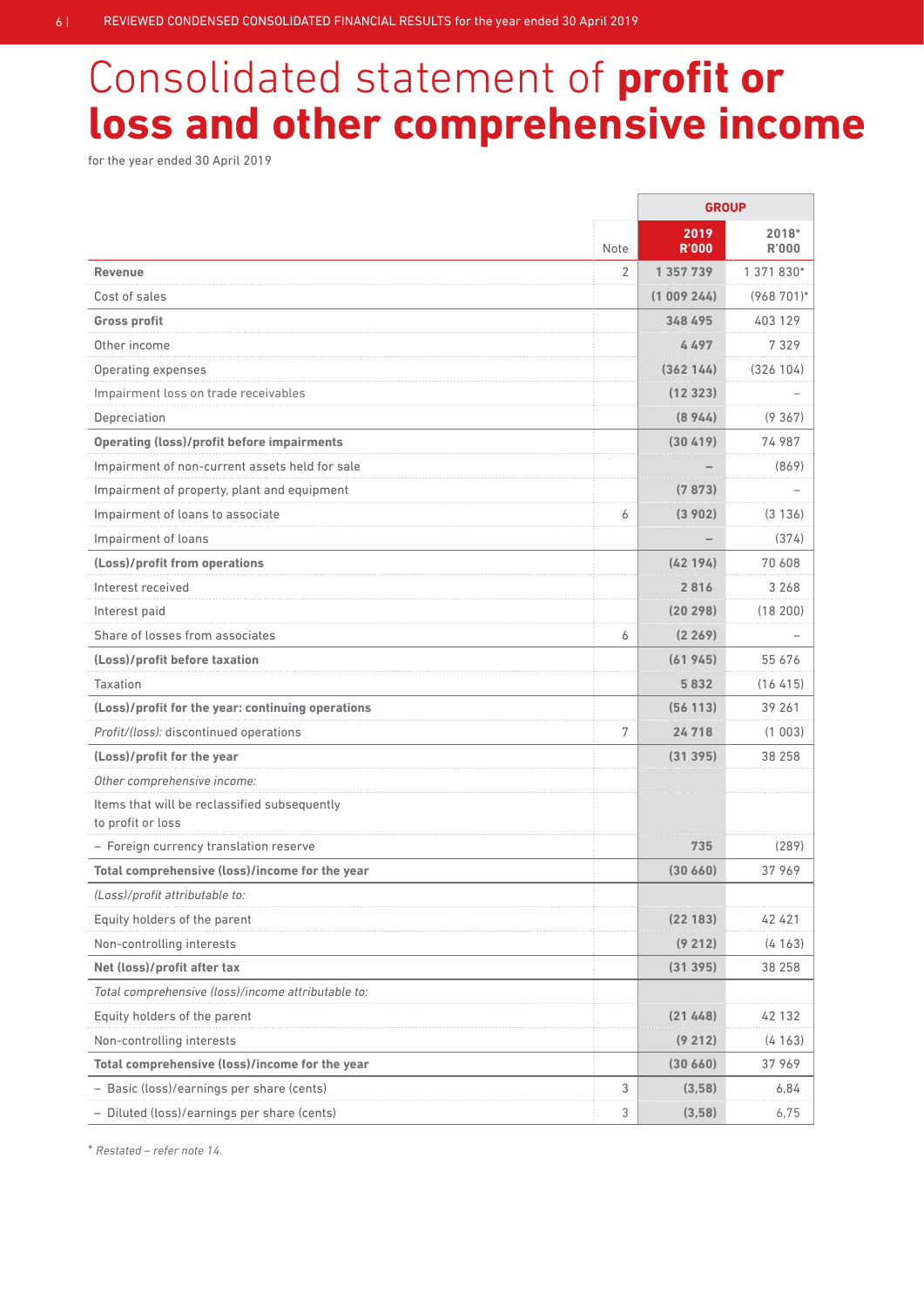# Consolidated statement of **profit or loss and other comprehensive income**

for the year ended 30 April 2019

| | Note | GROUP 2019 R'000 | 2018* R'000 |
|---|---|---|---|
| **Revenue** | 2 | **1 357 739** | 1 371 830* |
| Cost of sales | | **(1 009 244)** | (968 701)* |
| **Gross profit** | | **348 495** | 403 129 |
| Other income | | **4 497** | 7 329 |
| Operating expenses | | **(362 144)** | (326 104) |
| Impairment loss on trade receivables | | **(12 323)** | – |
| Depreciation | | **(8 944)** | (9 367) |
| **Operating (loss)/profit before impairments** | | **(30 419)** | 74 987 |
| Impairment of non-current assets held for sale | | **–** | (869) |
| Impairment of property, plant and equipment | | **(7 873)** | – |
| Impairment of loans to associate | 6 | **(3 902)** | (3 136) |
| Impairment of loans | | **–** | (374) |
| **(Loss)/profit from operations** | | **(42 194)** | 70 608 |
| Interest received | | **2 816** | 3 268 |
| Interest paid | | **(20 298)** | (18 200) |
| Share of losses from associates | 6 | **(2 269)** | – |
| **(Loss)/profit before taxation** | | **(61 945)** | 55 676 |
| Taxation | | **5 832** | (16 415) |
| **(Loss)/profit for the year: continuing operations** | | **(56 113)** | 39 261 |
| *Profit/(loss):* discontinued operations | 7 | **24 718** | (1 003) |
| **(Loss)/profit for the year** | | **(31 395)** | 38 258 |
| *Other comprehensive income:* | | | |
| Items that will be reclassified subsequently to profit or loss | | | |
| – Foreign currency translation reserve | | **735** | (289) |
| **Total comprehensive (loss)/income for the year** | | **(30 660)** | 37 969 |
| *(Loss)/profit attributable to:* | | | |
| Equity holders of the parent | | **(22 183)** | 42 421 |
| Non-controlling interests | | **(9 212)** | (4 163) |
| **Net (loss)/profit after tax** | | **(31 395)** | 38 258 |
| *Total comprehensive (loss)/income attributable to:* | | | |
| Equity holders of the parent | | **(21 448)** | 42 132 |
| Non-controlling interests | | **(9 212)** | (4 163) |
| **Total comprehensive (loss)/income for the year** | | **(30 660)** | 37 969 |
| – Basic (loss)/earnings per share (cents) | 3 | **(3,58)** | 6,84 |
| – Diluted (loss)/earnings per share (cents) | 3 | **(3,58)** | 6,75 |

\* *Restated – refer note 14.*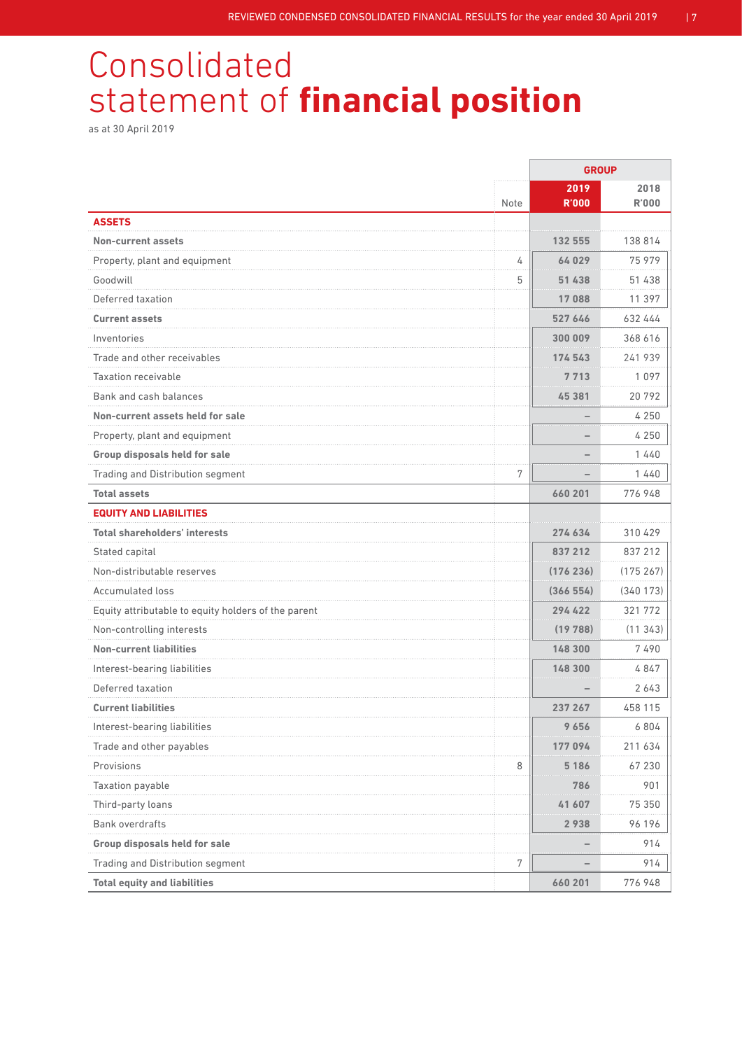# Consolidated statement of **financial position**

as at 30 April 2019

| | Note | GROUP 2019 R'000 | 2018 R'000 |
|---|---|---|---|
| **ASSETS** | | | |
| **Non-current assets** | | **132 555** | 138 814 |
| Property, plant and equipment | 4 | **64 029** | 75 979 |
| Goodwill | 5 | **51 438** | 51 438 |
| Deferred taxation | | **17 088** | 11 397 |
| **Current assets** | | **527 646** | 632 444 |
| Inventories | | **300 009** | 368 616 |
| Trade and other receivables | | **174 543** | 241 939 |
| Taxation receivable | | **7 713** | 1 097 |
| Bank and cash balances | | **45 381** | 20 792 |
| **Non-current assets held for sale** | | **–** | 4 250 |
| Property, plant and equipment | | **–** | 4 250 |
| **Group disposals held for sale** | | **–** | 1 440 |
| Trading and Distribution segment | 7 | **–** | 1 440 |
| **Total assets** | | **660 201** | 776 948 |
| **EQUITY AND LIABILITIES** | | | |
| **Total shareholders' interests** | | **274 634** | 310 429 |
| Stated capital | | **837 212** | 837 212 |
| Non-distributable reserves | | **(176 236)** | (175 267) |
| Accumulated loss | | **(366 554)** | (340 173) |
| Equity attributable to equity holders of the parent | | **294 422** | 321 772 |
| Non-controlling interests | | **(19 788)** | (11 343) |
| **Non-current liabilities** | | **148 300** | 7 490 |
| Interest-bearing liabilities | | **148 300** | 4 847 |
| Deferred taxation | | **–** | 2 643 |
| **Current liabilities** | | **237 267** | 458 115 |
| Interest-bearing liabilities | | **9 656** | 6 804 |
| Trade and other payables | | **177 094** | 211 634 |
| Provisions | 8 | **5 186** | 67 230 |
| Taxation payable | | **786** | 901 |
| Third-party loans | | **41 607** | 75 350 |
| Bank overdrafts | | **2 938** | 96 196 |
| **Group disposals held for sale** | | **–** | 914 |
| Trading and Distribution segment | 7 | **–** | 914 |
| **Total equity and liabilities** | | **660 201** | 776 948 |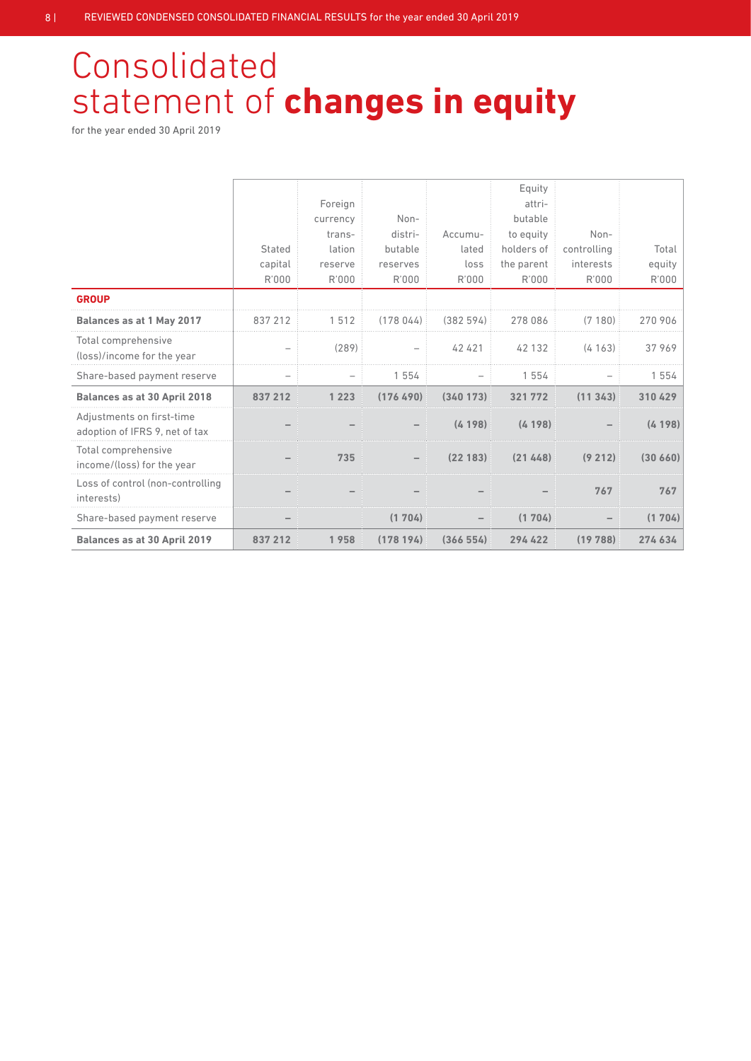# Consolidated statement of **changes in equity**

for the year ended 30 April 2019

| | Stated capital R'000 | Foreign currency translation reserve R'000 | Non-distributable reserves R'000 | Accumulated loss R'000 | Equity attributable to equity holders of the parent R'000 | Non-controlling interests R'000 | Total equity R'000 |
|---|---|---|---|---|---|---|---|
| **GROUP** | | | | | | | |
| **Balances as at 1 May 2017** | 837 212 | 1 512 | (178 044) | (382 594) | 278 086 | (7 180) | 270 906 |
| Total comprehensive (loss)/income for the year | – | (289) | – | 42 421 | 42 132 | (4 163) | 37 969 |
| Share-based payment reserve | – | – | 1 554 | – | 1 554 | – | 1 554 |
| **Balances as at 30 April 2018** | **837 212** | **1 223** | **(176 490)** | **(340 173)** | **321 772** | **(11 343)** | **310 429** |
| Adjustments on first-time adoption of IFRS 9, net of tax | **–** | **–** | **–** | **(4 198)** | **(4 198)** | **–** | **(4 198)** |
| Total comprehensive income/(loss) for the year | **–** | **735** | **–** | **(22 183)** | **(21 448)** | **(9 212)** | **(30 660)** |
| Loss of control (non-controlling interests) | **–** | **–** | **–** | **–** | **–** | **767** | **767** |
| Share-based payment reserve | **–** | | **(1 704)** | **–** | **(1 704)** | **–** | **(1 704)** |
| **Balances as at 30 April 2019** | **837 212** | **1 958** | **(178 194)** | **(366 554)** | **294 422** | **(19 788)** | **274 634** |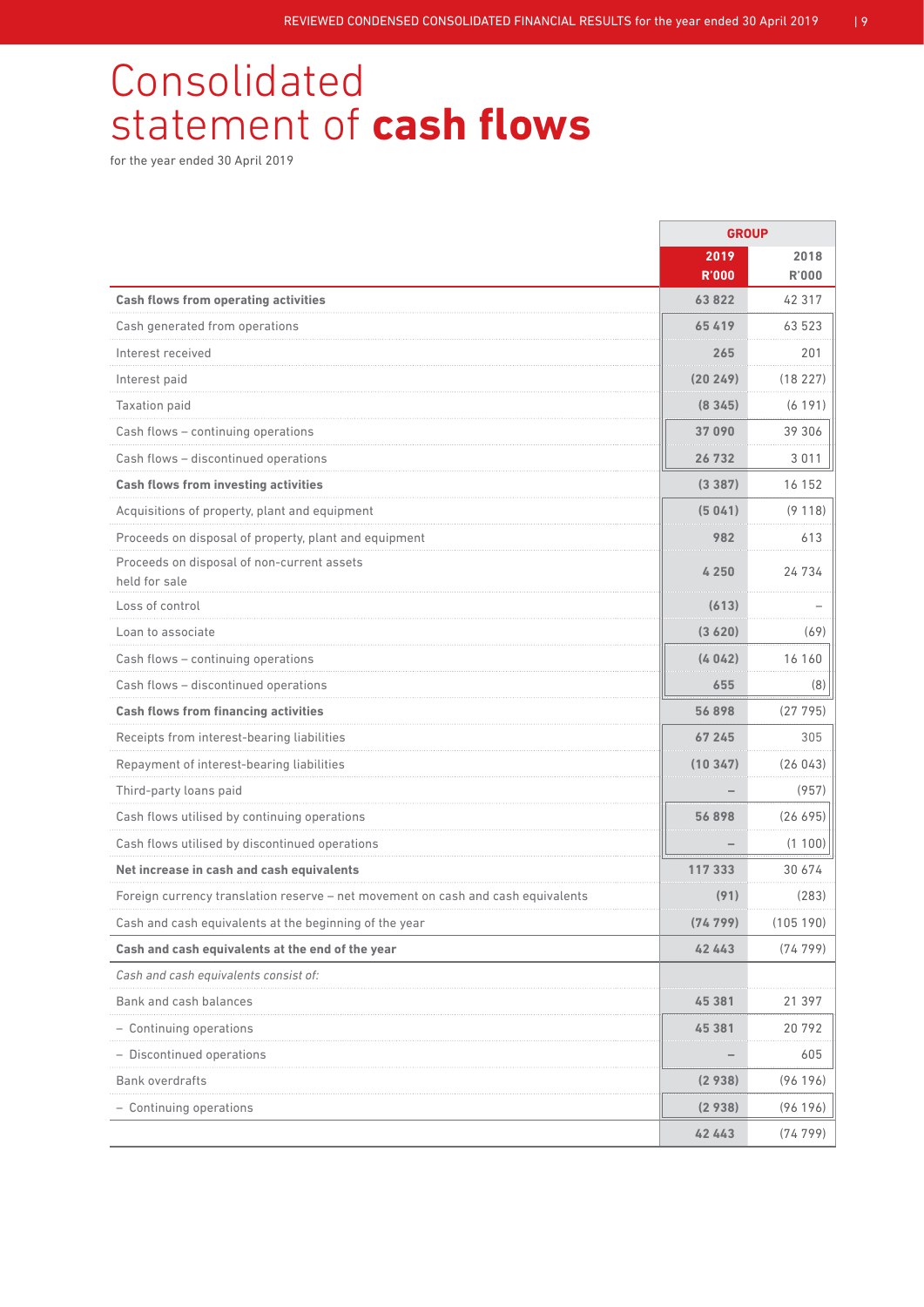# Consolidated statement of **cash flows**

for the year ended 30 April 2019

| | GROUP | |
|---|---|---|
| | **2019 R'000** | **2018 R'000** |
| **Cash flows from operating activities** | **63 822** | 42 317 |
| Cash generated from operations | **65 419** | 63 523 |
| Interest received | **265** | 201 |
| Interest paid | **(20 249)** | (18 227) |
| Taxation paid | **(8 345)** | (6 191) |
| Cash flows – continuing operations | **37 090** | 39 306 |
| Cash flows – discontinued operations | **26 732** | 3 011 |
| **Cash flows from investing activities** | **(3 387)** | 16 152 |
| Acquisitions of property, plant and equipment | **(5 041)** | (9 118) |
| Proceeds on disposal of property, plant and equipment | **982** | 613 |
| Proceeds on disposal of non-current assets held for sale | **4 250** | 24 734 |
| Loss of control | **(613)** | – |
| Loan to associate | **(3 620)** | (69) |
| Cash flows – continuing operations | **(4 042)** | 16 160 |
| Cash flows – discontinued operations | **655** | (8) |
| **Cash flows from financing activities** | **56 898** | (27 795) |
| Receipts from interest-bearing liabilities | **67 245** | 305 |
| Repayment of interest-bearing liabilities | **(10 347)** | (26 043) |
| Third-party loans paid | **–** | (957) |
| Cash flows utilised by continuing operations | **56 898** | (26 695) |
| Cash flows utilised by discontinued operations | **–** | (1 100) |
| **Net increase in cash and cash equivalents** | **117 333** | 30 674 |
| Foreign currency translation reserve – net movement on cash and cash equivalents | **(91)** | (283) |
| Cash and cash equivalents at the beginning of the year | **(74 799)** | (105 190) |
| **Cash and cash equivalents at the end of the year** | **42 443** | (74 799) |
| *Cash and cash equivalents consist of:* | | |
| Bank and cash balances | **45 381** | 21 397 |
| – Continuing operations | **45 381** | 20 792 |
| – Discontinued operations | **–** | 605 |
| Bank overdrafts | **(2 938)** | (96 196) |
| – Continuing operations | **(2 938)** | (96 196) |
| | **42 443** | (74 799) |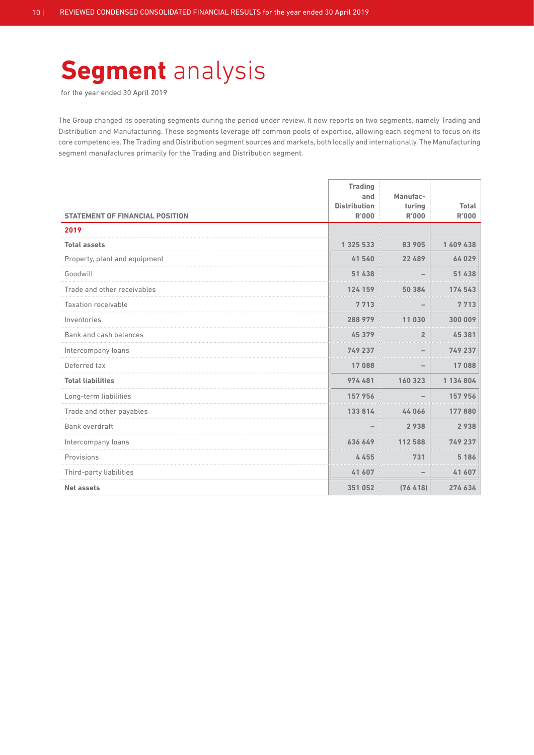# **Segment** analysis

for the year ended 30 April 2019

The Group changed its operating segments during the period under review. It now reports on two segments, namely Trading and Distribution and Manufacturing. These segments leverage off common pools of expertise, allowing each segment to focus on its core competencies. The Trading and Distribution segment sources and markets, both locally and internationally. The Manufacturing segment manufactures primarily for the Trading and Distribution segment.

| STATEMENT OF FINANCIAL POSITION | Trading and Distribution R'000 | Manufacturing R'000 | Total R'000 |
|---|---|---|---|
| **2019** | | | |
| **Total assets** | 1 325 533 | 83 905 | 1 409 438 |
| Property, plant and equipment | 41 540 | 22 489 | 64 029 |
| Goodwill | 51 438 | – | 51 438 |
| Trade and other receivables | 124 159 | 50 384 | 174 543 |
| Taxation receivable | 7 713 | – | 7 713 |
| Inventories | 288 979 | 11 030 | 300 009 |
| Bank and cash balances | 45 379 | 2 | 45 381 |
| Intercompany loans | 749 237 | – | 749 237 |
| Deferred tax | 17 088 | – | 17 088 |
| **Total liabilities** | 974 481 | 160 323 | 1 134 804 |
| Long-term liabilities | 157 956 | – | 157 956 |
| Trade and other payables | 133 814 | 44 066 | 177 880 |
| Bank overdraft | – | 2 938 | 2 938 |
| Intercompany loans | 636 649 | 112 588 | 749 237 |
| Provisions | 4 455 | 731 | 5 186 |
| Third-party liabilities | 41 607 | – | 41 607 |
| **Net assets** | 351 052 | (76 418) | 274 634 |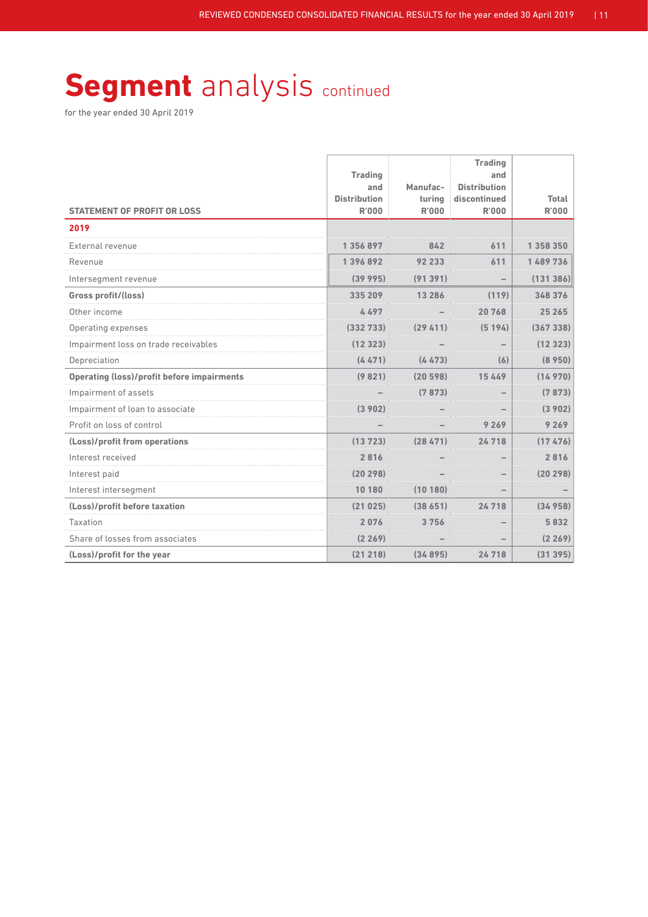# **Segment** analysis continued

for the year ended 30 April 2019

| STATEMENT OF PROFIT OR LOSS | Trading and Distribution R'000 | Manufacturing R'000 | Trading and Distribution discontinued R'000 | Total R'000 |
|---|---|---|---|---|
| **2019** | | | | |
| External revenue | 1 356 897 | 842 | 611 | 1 358 350 |
| Revenue | 1 396 892 | 92 233 | 611 | 1 489 736 |
| Intersegment revenue | (39 995) | (91 391) | – | (131 386) |
| **Gross profit/(loss)** | 335 209 | 13 286 | (119) | 348 376 |
| Other income | 4 497 | – | 20 768 | 25 265 |
| Operating expenses | (332 733) | (29 411) | (5 194) | (367 338) |
| Impairment loss on trade receivables | (12 323) | – | – | (12 323) |
| Depreciation | (4 471) | (4 473) | (6) | (8 950) |
| **Operating (loss)/profit before impairments** | (9 821) | (20 598) | 15 449 | (14 970) |
| Impairment of assets | – | (7 873) | – | (7 873) |
| Impairment of loan to associate | (3 902) | – | – | (3 902) |
| Profit on loss of control | – | – | 9 269 | 9 269 |
| **(Loss)/profit from operations** | (13 723) | (28 471) | 24 718 | (17 476) |
| Interest received | 2 816 | – | – | 2 816 |
| Interest paid | (20 298) | – | – | (20 298) |
| Interest intersegment | 10 180 | (10 180) | – | – |
| **(Loss)/profit before taxation** | (21 025) | (38 651) | 24 718 | (34 958) |
| Taxation | 2 076 | 3 756 | – | 5 832 |
| Share of losses from associates | (2 269) | – | – | (2 269) |
| **(Loss)/profit for the year** | (21 218) | (34 895) | 24 718 | (31 395) |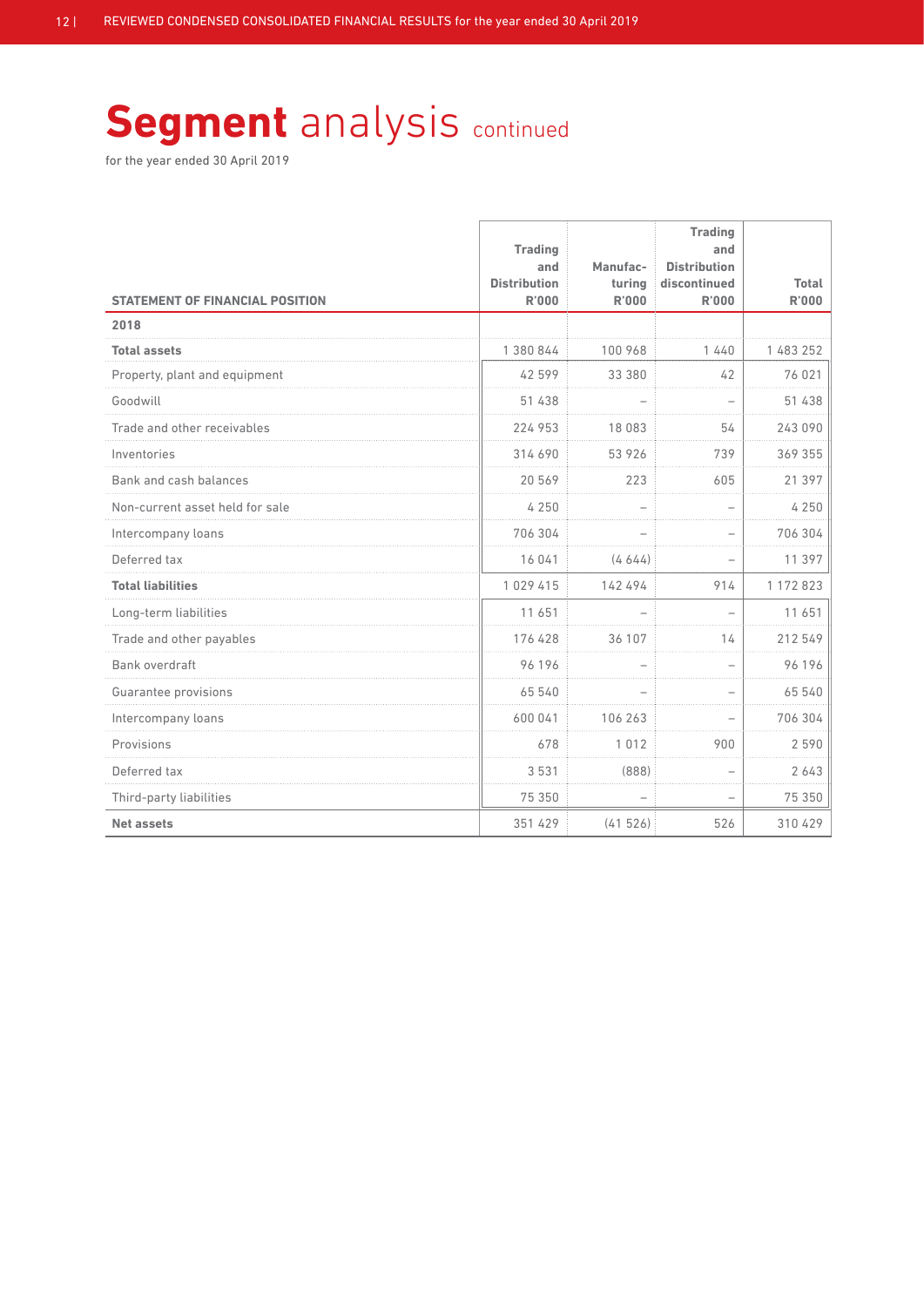# **Segment** analysis continued

for the year ended 30 April 2019

| STATEMENT OF FINANCIAL POSITION | Trading and Distribution R'000 | Manufacturing R'000 | Trading and Distribution discontinued R'000 | Total R'000 |
|---|---|---|---|---|
| **2018** | | | | |
| **Total assets** | 1 380 844 | 100 968 | 1 440 | 1 483 252 |
| Property, plant and equipment | 42 599 | 33 380 | 42 | 76 021 |
| Goodwill | 51 438 | – | – | 51 438 |
| Trade and other receivables | 224 953 | 18 083 | 54 | 243 090 |
| Inventories | 314 690 | 53 926 | 739 | 369 355 |
| Bank and cash balances | 20 569 | 223 | 605 | 21 397 |
| Non-current asset held for sale | 4 250 | – | – | 4 250 |
| Intercompany loans | 706 304 | – | – | 706 304 |
| Deferred tax | 16 041 | (4 644) | – | 11 397 |
| **Total liabilities** | 1 029 415 | 142 494 | 914 | 1 172 823 |
| Long-term liabilities | 11 651 | – | – | 11 651 |
| Trade and other payables | 176 428 | 36 107 | 14 | 212 549 |
| Bank overdraft | 96 196 | – | – | 96 196 |
| Guarantee provisions | 65 540 | – | – | 65 540 |
| Intercompany loans | 600 041 | 106 263 | – | 706 304 |
| Provisions | 678 | 1 012 | 900 | 2 590 |
| Deferred tax | 3 531 | (888) | – | 2 643 |
| Third-party liabilities | 75 350 | – | – | 75 350 |
| **Net assets** | 351 429 | (41 526) | 526 | 310 429 |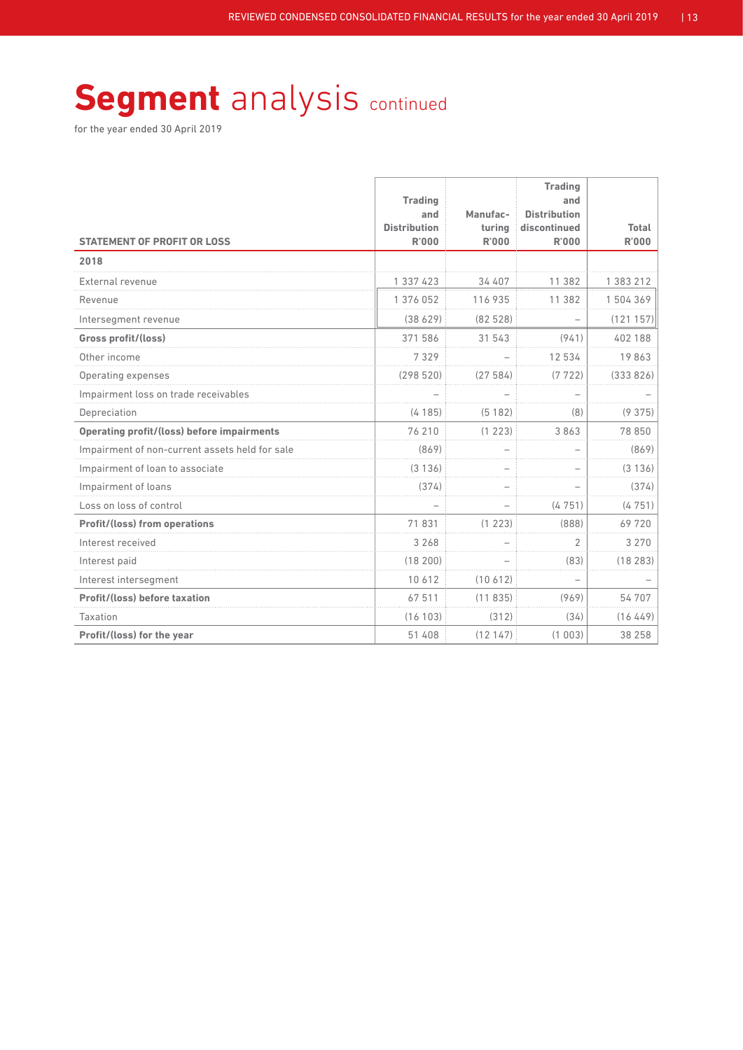# **Segment** analysis continued

for the year ended 30 April 2019

| STATEMENT OF PROFIT OR LOSS | Trading and Distribution R'000 | Manufacturing R'000 | Trading and Distribution discontinued R'000 | Total R'000 |
|---|---|---|---|---|
| **2018** | | | | |
| External revenue | 1 337 423 | 34 407 | 11 382 | 1 383 212 |
| Revenue | 1 376 052 | 116 935 | 11 382 | 1 504 369 |
| Intersegment revenue | (38 629) | (82 528) | – | (121 157) |
| **Gross profit/(loss)** | 371 586 | 31 543 | (941) | 402 188 |
| Other income | 7 329 | – | 12 534 | 19 863 |
| Operating expenses | (298 520) | (27 584) | (7 722) | (333 826) |
| Impairment loss on trade receivables | – | – | – | – |
| Depreciation | (4 185) | (5 182) | (8) | (9 375) |
| **Operating profit/(loss) before impairments** | 76 210 | (1 223) | 3 863 | 78 850 |
| Impairment of non-current assets held for sale | (869) | – | – | (869) |
| Impairment of loan to associate | (3 136) | – | – | (3 136) |
| Impairment of loans | (374) | – | – | (374) |
| Loss on loss of control | – | – | (4 751) | (4 751) |
| **Profit/(loss) from operations** | 71 831 | (1 223) | (888) | 69 720 |
| Interest received | 3 268 | – | 2 | 3 270 |
| Interest paid | (18 200) | – | (83) | (18 283) |
| Interest intersegment | 10 612 | (10 612) | – | – |
| **Profit/(loss) before taxation** | 67 511 | (11 835) | (969) | 54 707 |
| Taxation | (16 103) | (312) | (34) | (16 449) |
| **Profit/(loss) for the year** | 51 408 | (12 147) | (1 003) | 38 258 |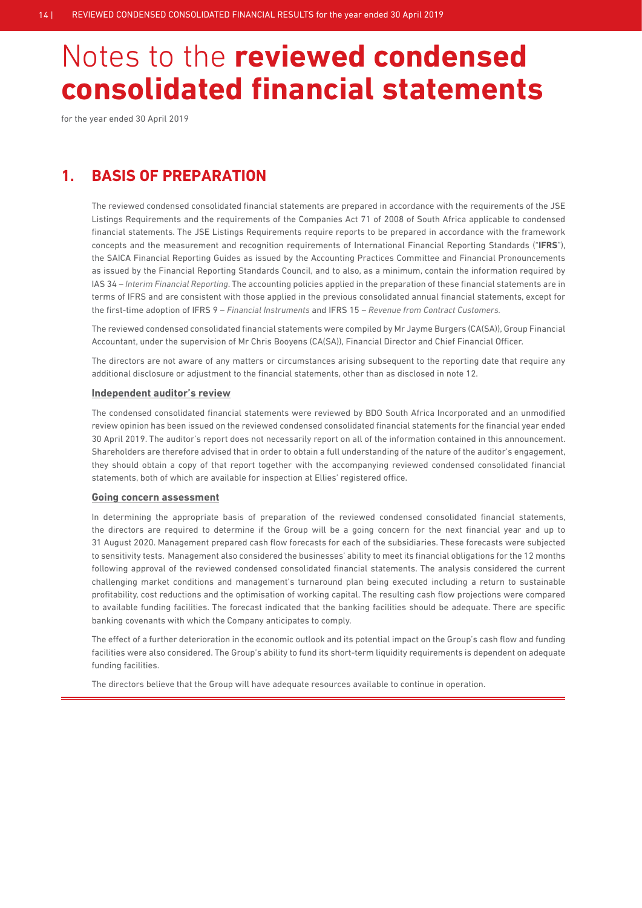# Notes to the **reviewed condensed consolidated financial statements**

for the year ended 30 April 2019

## 1. BASIS OF PREPARATION

The reviewed condensed consolidated financial statements are prepared in accordance with the requirements of the JSE Listings Requirements and the requirements of the Companies Act 71 of 2008 of South Africa applicable to condensed financial statements. The JSE Listings Requirements require reports to be prepared in accordance with the framework concepts and the measurement and recognition requirements of International Financial Reporting Standards ("**IFRS**"), the SAICA Financial Reporting Guides as issued by the Accounting Practices Committee and Financial Pronouncements as issued by the Financial Reporting Standards Council, and to also, as a minimum, contain the information required by IAS 34 – *Interim Financial Reporting*. The accounting policies applied in the preparation of these financial statements are in terms of IFRS and are consistent with those applied in the previous consolidated annual financial statements, except for the first-time adoption of IFRS 9 – *Financial Instruments* and IFRS 15 – *Revenue from Contract Customers.*

The reviewed condensed consolidated financial statements were compiled by Mr Jayme Burgers (CA(SA)), Group Financial Accountant, under the supervision of Mr Chris Booyens (CA(SA)), Financial Director and Chief Financial Officer.

The directors are not aware of any matters or circumstances arising subsequent to the reporting date that require any additional disclosure or adjustment to the financial statements, other than as disclosed in note 12.

### Independent auditor's review

The condensed consolidated financial statements were reviewed by BDO South Africa Incorporated and an unmodified review opinion has been issued on the reviewed condensed consolidated financial statements for the financial year ended 30 April 2019. The auditor's report does not necessarily report on all of the information contained in this announcement. Shareholders are therefore advised that in order to obtain a full understanding of the nature of the auditor's engagement, they should obtain a copy of that report together with the accompanying reviewed condensed consolidated financial statements, both of which are available for inspection at Ellies' registered office.

### Going concern assessment

In determining the appropriate basis of preparation of the reviewed condensed consolidated financial statements, the directors are required to determine if the Group will be a going concern for the next financial year and up to 31 August 2020. Management prepared cash flow forecasts for each of the subsidiaries. These forecasts were subjected to sensitivity tests. Management also considered the businesses' ability to meet its financial obligations for the 12 months following approval of the reviewed condensed consolidated financial statements. The analysis considered the current challenging market conditions and management's turnaround plan being executed including a return to sustainable profitability, cost reductions and the optimisation of working capital. The resulting cash flow projections were compared to available funding facilities. The forecast indicated that the banking facilities should be adequate. There are specific banking covenants with which the Company anticipates to comply.

The effect of a further deterioration in the economic outlook and its potential impact on the Group's cash flow and funding facilities were also considered. The Group's ability to fund its short-term liquidity requirements is dependent on adequate funding facilities.

The directors believe that the Group will have adequate resources available to continue in operation.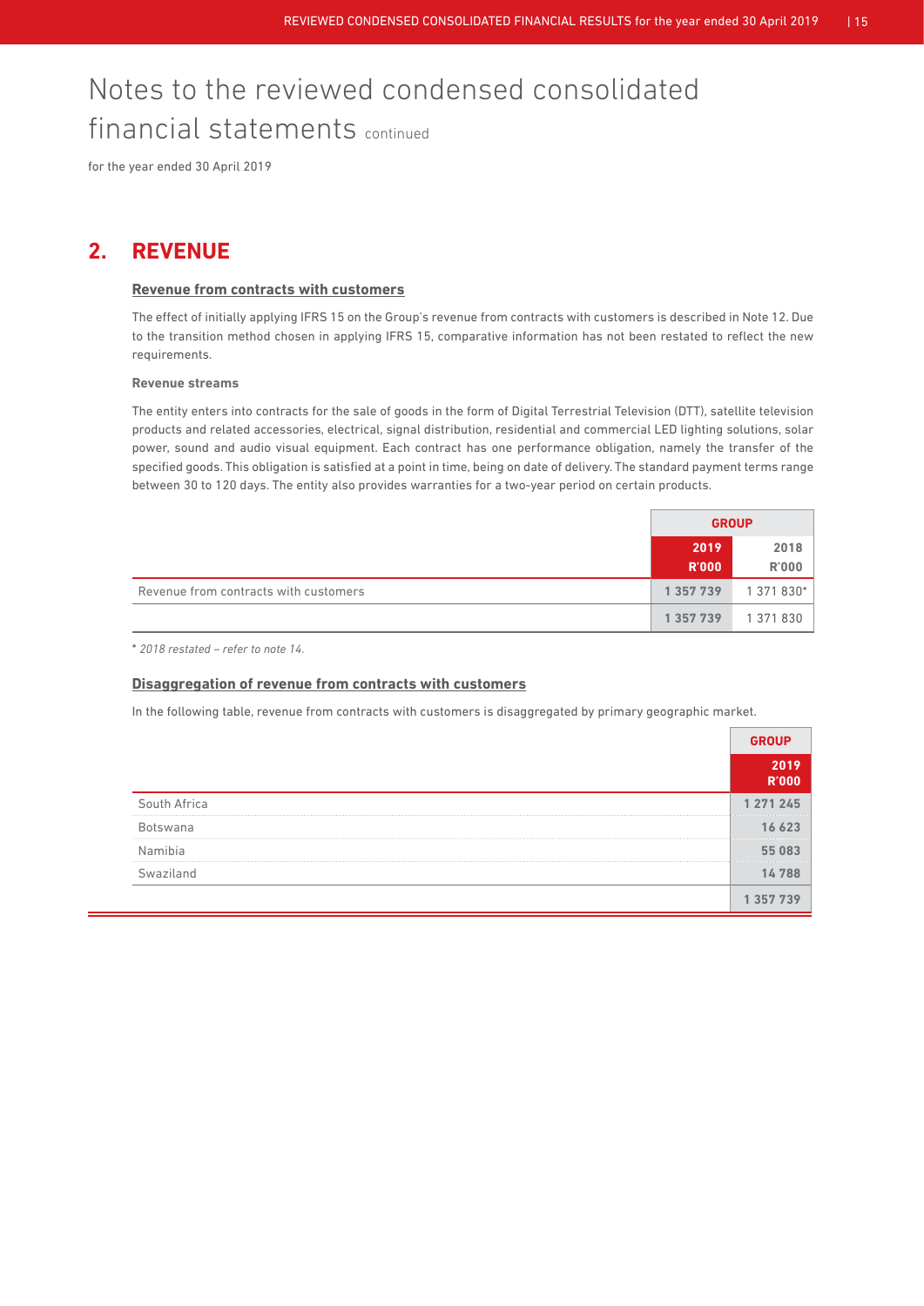# Notes to the reviewed condensed consolidated financial statements continued

for the year ended 30 April 2019

## 2. REVENUE

### Revenue from contracts with customers

The effect of initially applying IFRS 15 on the Group's revenue from contracts with customers is described in Note 12. Due to the transition method chosen in applying IFRS 15, comparative information has not been restated to reflect the new requirements.

**Revenue streams**

The entity enters into contracts for the sale of goods in the form of Digital Terrestrial Television (DTT), satellite television products and related accessories, electrical, signal distribution, residential and commercial LED lighting solutions, solar power, sound and audio visual equipment. Each contract has one performance obligation, namely the transfer of the specified goods. This obligation is satisfied at a point in time, being on date of delivery. The standard payment terms range between 30 to 120 days. The entity also provides warranties for a two-year period on certain products.

| | GROUP | |
|---|---|---|
| | **2019 R'000** | 2018 R'000 |
| Revenue from contracts with customers | **1 357 739** | 1 371 830* |
| | **1 357 739** | 1 371 830 |

*\* 2018 restated – refer to note 14.*

### Disaggregation of revenue from contracts with customers

In the following table, revenue from contracts with customers is disaggregated by primary geographic market.

| | GROUP |
|---|---|
| | **2019 R'000** |
| South Africa | **1 271 245** |
| Botswana | **16 623** |
| Namibia | **55 083** |
| Swaziland | **14 788** |
| | **1 357 739** |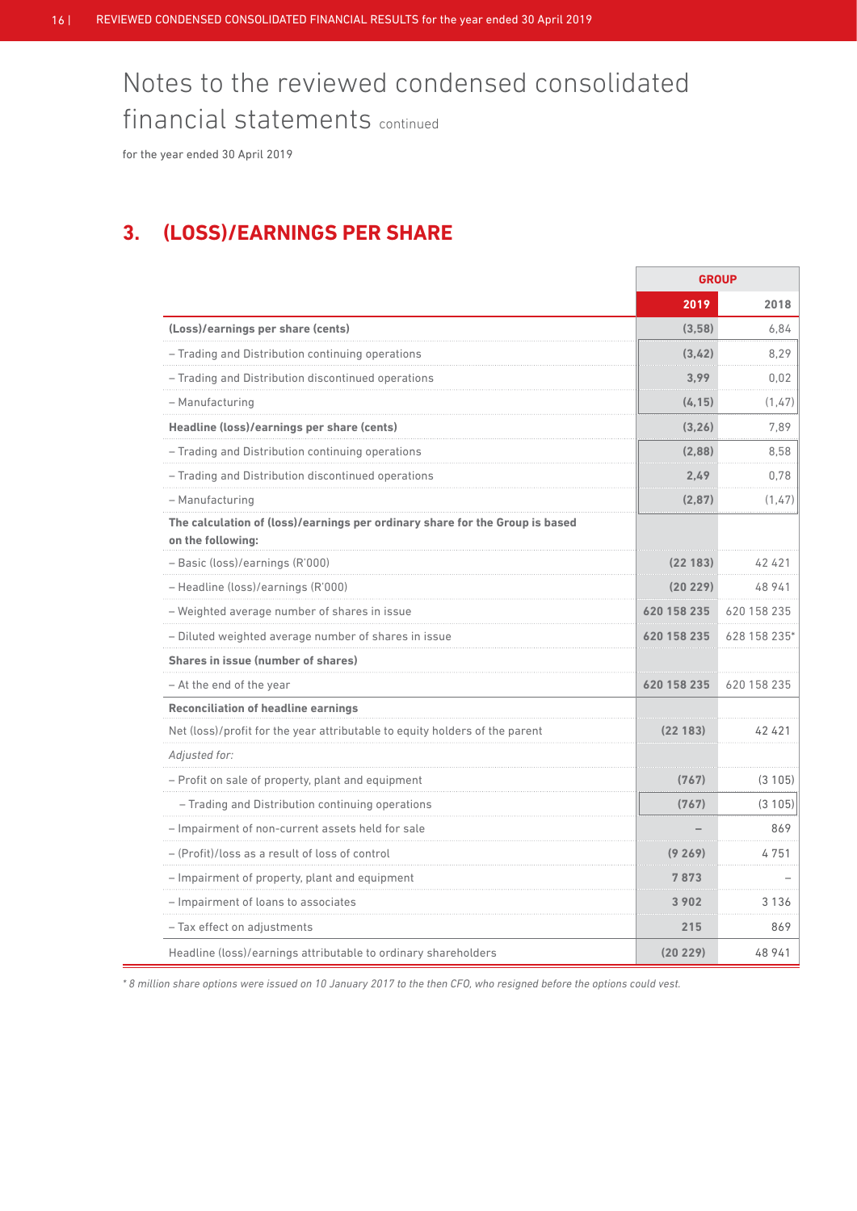# Notes to the reviewed condensed consolidated financial statements continued

for the year ended 30 April 2019

## 3. (LOSS)/EARNINGS PER SHARE

| | GROUP | |
|---|---|---|
| | **2019** | 2018 |
| **(Loss)/earnings per share (cents)** | **(3,58)** | 6,84 |
| – Trading and Distribution continuing operations | **(3,42)** | 8,29 |
| – Trading and Distribution discontinued operations | **3,99** | 0,02 |
| – Manufacturing | **(4,15)** | (1,47) |
| **Headline (loss)/earnings per share (cents)** | **(3,26)** | 7,89 |
| – Trading and Distribution continuing operations | **(2,88)** | 8,58 |
| – Trading and Distribution discontinued operations | **2,49** | 0,78 |
| – Manufacturing | **(2,87)** | (1,47) |
| **The calculation of (loss)/earnings per ordinary share for the Group is based on the following:** | | |
| – Basic (loss)/earnings (R'000) | **(22 183)** | 42 421 |
| – Headline (loss)/earnings (R'000) | **(20 229)** | 48 941 |
| – Weighted average number of shares in issue | **620 158 235** | 620 158 235 |
| – Diluted weighted average number of shares in issue | **620 158 235** | 628 158 235* |
| **Shares in issue (number of shares)** | | |
| – At the end of the year | **620 158 235** | 620 158 235 |
| **Reconciliation of headline earnings** | | |
| Net (loss)/profit for the year attributable to equity holders of the parent | **(22 183)** | 42 421 |
| *Adjusted for:* | | |
| – Profit on sale of property, plant and equipment | **(767)** | (3 105) |
| – Trading and Distribution continuing operations | **(767)** | (3 105) |
| – Impairment of non-current assets held for sale | **–** | 869 |
| – (Profit)/loss as a result of loss of control | **(9 269)** | 4 751 |
| – Impairment of property, plant and equipment | **7 873** | – |
| – Impairment of loans to associates | **3 902** | 3 136 |
| – Tax effect on adjustments | **215** | 869 |
| Headline (loss)/earnings attributable to ordinary shareholders | **(20 229)** | 48 941 |

*\* 8 million share options were issued on 10 January 2017 to the then CFO, who resigned before the options could vest.*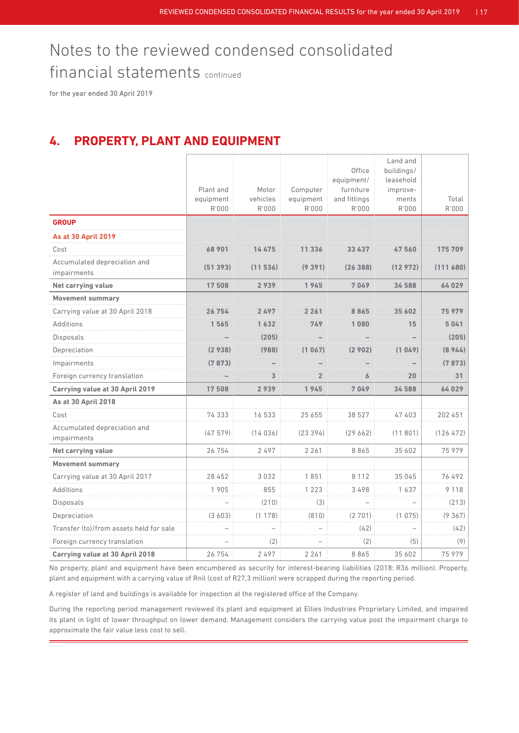# Notes to the reviewed condensed consolidated financial statements continued

for the year ended 30 April 2019

## 4. PROPERTY, PLANT AND EQUIPMENT

| | Plant and equipment R'000 | Motor vehicles R'000 | Computer equipment R'000 | Office equipment/ furniture and fittings R'000 | Land and buildings/ leasehold improve-ments R'000 | Total R'000 |
|---|---|---|---|---|---|---|
| **GROUP** | | | | | | |
| **As at 30 April 2019** | | | | | | |
| Cost | **68 901** | **14 475** | **11 336** | **33 437** | **47 560** | **175 709** |
| Accumulated depreciation and impairments | **(51 393)** | **(11 536)** | **(9 391)** | **(26 388)** | **(12 972)** | **(111 680)** |
| **Net carrying value** | **17 508** | **2 939** | **1 945** | **7 049** | **34 588** | **64 029** |
| **Movement summary** | | | | | | |
| Carrying value at 30 April 2018 | **26 754** | **2 497** | **2 261** | **8 865** | **35 602** | **75 979** |
| Additions | **1 565** | **1 632** | **749** | **1 080** | **15** | **5 041** |
| Disposals | **–** | **(205)** | **–** | **–** | **–** | **(205)** |
| Depreciation | **(2 938)** | **(988)** | **(1 067)** | **(2 902)** | **(1 049)** | **(8 944)** |
| Impairments | **(7 873)** | **–** | **–** | **–** | **–** | **(7 873)** |
| Foreign currency translation | **–** | **3** | **2** | **6** | **20** | **31** |
| **Carrying value at 30 April 2019** | **17 508** | **2 939** | **1 945** | **7 049** | **34 588** | **64 029** |
| **As at 30 April 2018** | | | | | | |
| Cost | 74 333 | 16 533 | 25 655 | 38 527 | 47 403 | 202 451 |
| Accumulated depreciation and impairments | (47 579) | (14 036) | (23 394) | (29 662) | (11 801) | (126 472) |
| **Net carrying value** | 26 754 | 2 497 | 2 261 | 8 865 | 35 602 | 75 979 |
| **Movement summary** | | | | | | |
| Carrying value at 30 April 2017 | 28 452 | 3 032 | 1 851 | 8 112 | 35 045 | 76 492 |
| Additions | 1 905 | 855 | 1 223 | 3 498 | 1 637 | 9 118 |
| Disposals | – | (210) | (3) | – | – | (213) |
| Depreciation | (3 603) | (1 178) | (810) | (2 701) | (1 075) | (9 367) |
| Transfer (to)/from assets held for sale | – | – | – | (42) | – | (42) |
| Foreign currency translation | – | (2) | – | (2) | (5) | (9) |
| **Carrying value at 30 April 2018** | 26 754 | 2 497 | 2 261 | 8 865 | 35 602 | 75 979 |

No property, plant and equipment have been encumbered as security for interest-bearing liabilities (2018: R36 million). Property, plant and equipment with a carrying value of Rnil (cost of R27,3 million) were scrapped during the reporting period.

A register of land and buildings is available for inspection at the registered office of the Company.

During the reporting period management reviewed its plant and equipment at Ellies Industries Proprietary Limited, and impaired its plant in light of lower throughput on lower demand. Management considers the carrying value post the impairment charge to approximate the fair value less cost to sell.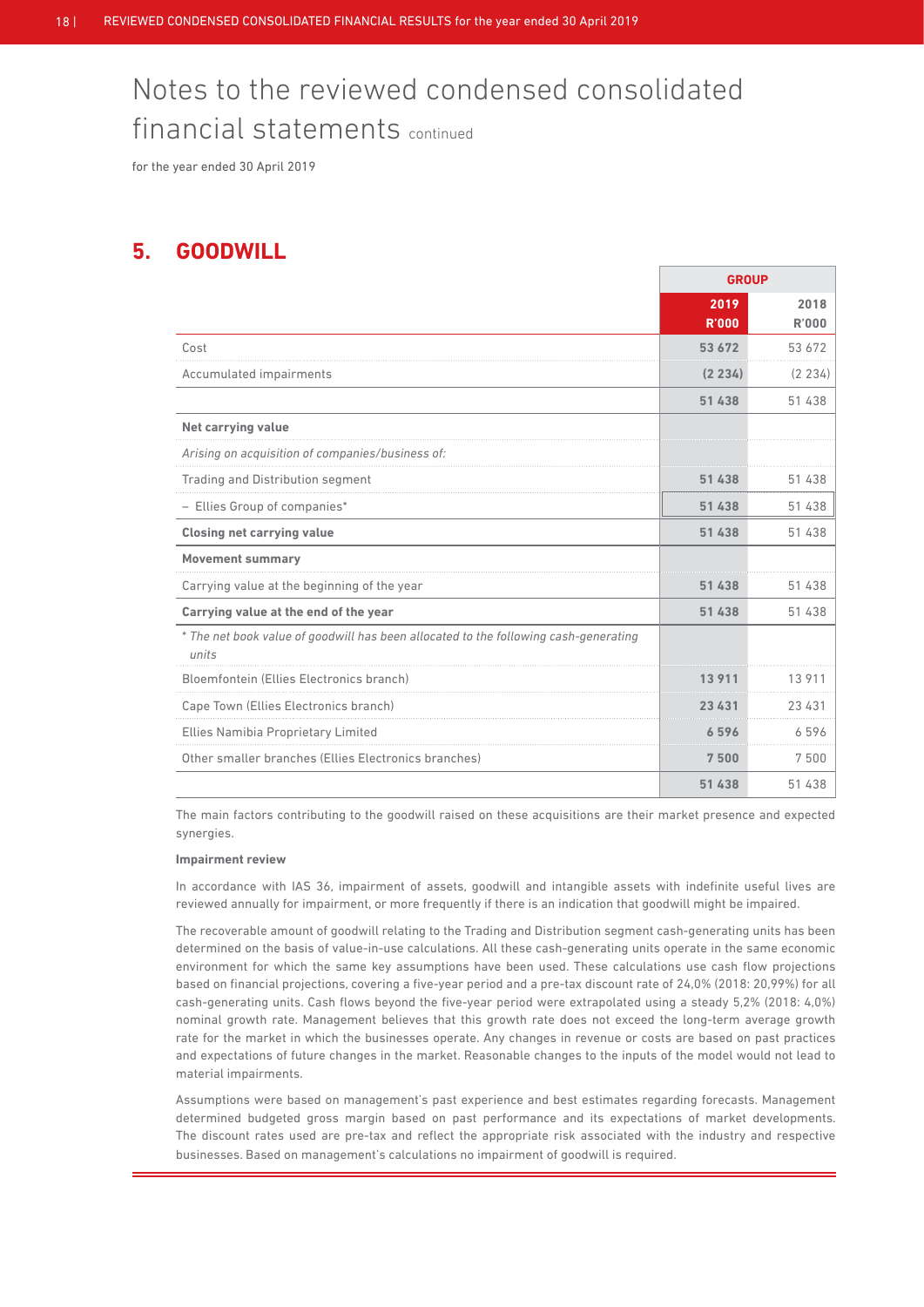# Notes to the reviewed condensed consolidated financial statements continued

for the year ended 30 April 2019

## 5. GOODWILL

| | GROUP | |
|---|---|---|
| | **2019 R'000** | **2018 R'000** |
| Cost | **53 672** | 53 672 |
| Accumulated impairments | **(2 234)** | (2 234) |
| | **51 438** | 51 438 |
| **Net carrying value** | | |
| *Arising on acquisition of companies/business of:* | | |
| Trading and Distribution segment | **51 438** | 51 438 |
| – Ellies Group of companies* | **51 438** | 51 438 |
| **Closing net carrying value** | **51 438** | 51 438 |
| **Movement summary** | | |
| Carrying value at the beginning of the year | **51 438** | 51 438 |
| **Carrying value at the end of the year** | **51 438** | 51 438 |
| * *The net book value of goodwill has been allocated to the following cash-generating units* | | |
| Bloemfontein (Ellies Electronics branch) | **13 911** | 13 911 |
| Cape Town (Ellies Electronics branch) | **23 431** | 23 431 |
| Ellies Namibia Proprietary Limited | **6 596** | 6 596 |
| Other smaller branches (Ellies Electronics branches) | **7 500** | 7 500 |
| | **51 438** | 51 438 |

The main factors contributing to the goodwill raised on these acquisitions are their market presence and expected synergies.

**Impairment review**

In accordance with IAS 36, impairment of assets, goodwill and intangible assets with indefinite useful lives are reviewed annually for impairment, or more frequently if there is an indication that goodwill might be impaired.

The recoverable amount of goodwill relating to the Trading and Distribution segment cash-generating units has been determined on the basis of value-in-use calculations. All these cash-generating units operate in the same economic environment for which the same key assumptions have been used. These calculations use cash flow projections based on financial projections, covering a five-year period and a pre-tax discount rate of 24,0% (2018: 20,99%) for all cash-generating units. Cash flows beyond the five-year period were extrapolated using a steady 5,2% (2018: 4,0%) nominal growth rate. Management believes that this growth rate does not exceed the long-term average growth rate for the market in which the businesses operate. Any changes in revenue or costs are based on past practices and expectations of future changes in the market. Reasonable changes to the inputs of the model would not lead to material impairments.

Assumptions were based on management's past experience and best estimates regarding forecasts. Management determined budgeted gross margin based on past performance and its expectations of market developments. The discount rates used are pre-tax and reflect the appropriate risk associated with the industry and respective businesses. Based on management's calculations no impairment of goodwill is required.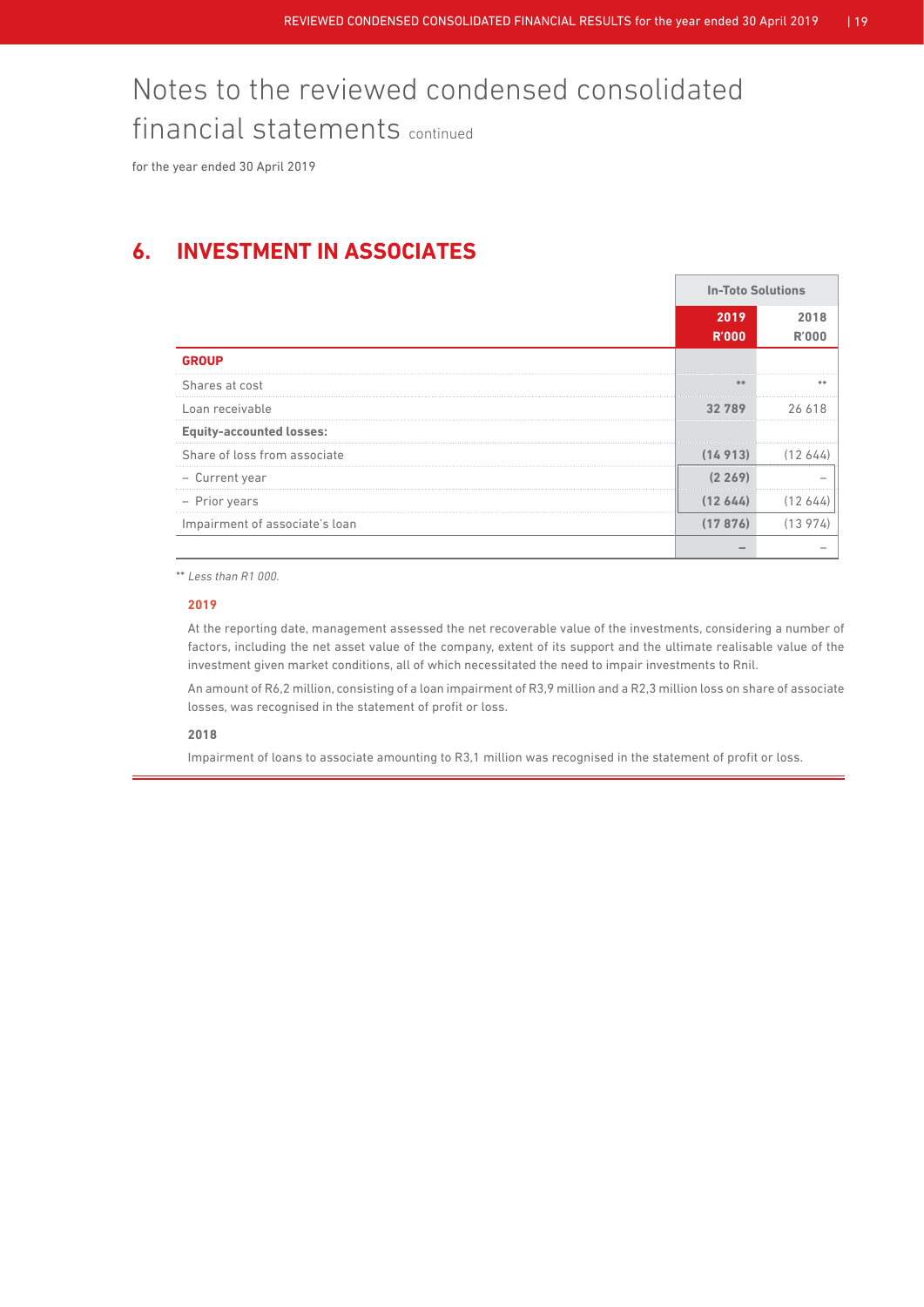# Notes to the reviewed condensed consolidated financial statements continued

for the year ended 30 April 2019

## 6. INVESTMENT IN ASSOCIATES

| | In-Toto Solutions | |
|---|---|---|
| | **2019 R'000** | 2018 R'000 |
| **GROUP** | | |
| Shares at cost | ** | ** |
| Loan receivable | **32 789** | 26 618 |
| **Equity-accounted losses:** | | |
| Share of loss from associate | **(14 913)** | (12 644) |
| – Current year | **(2 269)** | – |
| – Prior years | **(12 644)** | (12 644) |
| Impairment of associate's loan | **(17 876)** | (13 974) |
| | **–** | – |

*** Less than R1 000.*

**2019**

At the reporting date, management assessed the net recoverable value of the investments, considering a number of factors, including the net asset value of the company, extent of its support and the ultimate realisable value of the investment given market conditions, all of which necessitated the need to impair investments to Rnil.

An amount of R6,2 million, consisting of a loan impairment of R3,9 million and a R2,3 million loss on share of associate losses, was recognised in the statement of profit or loss.

**2018**

Impairment of loans to associate amounting to R3,1 million was recognised in the statement of profit or loss.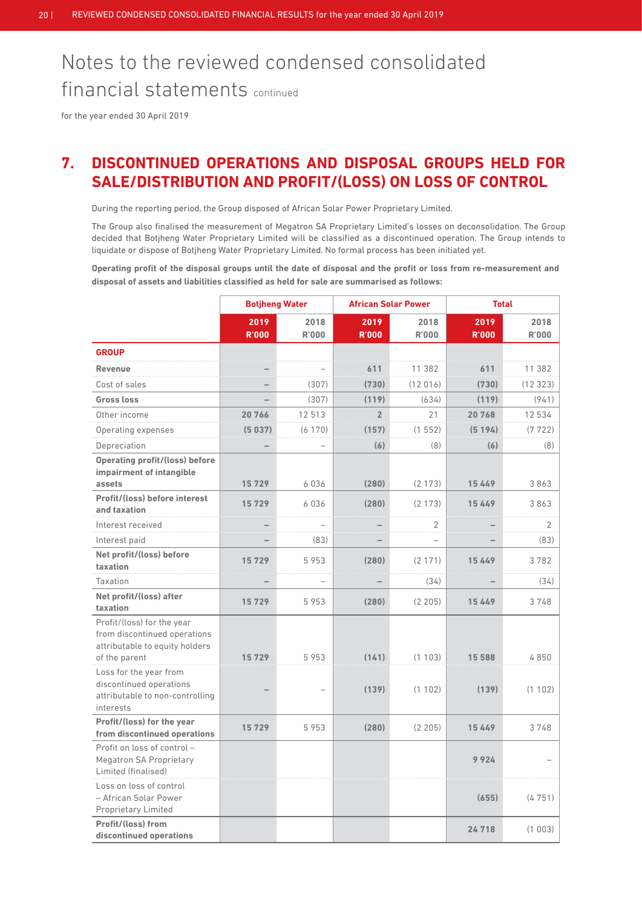# Notes to the reviewed condensed consolidated financial statements continued

for the year ended 30 April 2019

## 7. DISCONTINUED OPERATIONS AND DISPOSAL GROUPS HELD FOR SALE/DISTRIBUTION AND PROFIT/(LOSS) ON LOSS OF CONTROL

During the reporting period, the Group disposed of African Solar Power Proprietary Limited.

The Group also finalised the measurement of Megatron SA Proprietary Limited's losses on deconsolidation. The Group decided that Botjheng Water Proprietary Limited will be classified as a discontinued operation. The Group intends to liquidate or dispose of Botjheng Water Proprietary Limited. No formal process has been initiated yet.

**Operating profit of the disposal groups until the date of disposal and the profit or loss from re-measurement and disposal of assets and liabilities classified as held for sale are summarised as follows:**

| | Botjheng Water | | African Solar Power | | Total | |
|---|---|---|---|---|---|---|
| | **2019 R'000** | 2018 R'000 | **2019 R'000** | 2018 R'000 | **2019 R'000** | 2018 R'000 |
| **GROUP** | | | | | | |
| **Revenue** | **–** | – | **611** | 11 382 | **611** | 11 382 |
| Cost of sales | **–** | (307) | **(730)** | (12 016) | **(730)** | (12 323) |
| **Gross loss** | **–** | (307) | **(119)** | (634) | **(119)** | (941) |
| Other income | **20 766** | 12 513 | **2** | 21 | **20 768** | 12 534 |
| Operating expenses | **(5 037)** | (6 170) | **(157)** | (1 552) | **(5 194)** | (7 722) |
| Depreciation | **–** | – | **(6)** | (8) | **(6)** | (8) |
| **Operating profit/(loss) before impairment of intangible assets** | **15 729** | 6 036 | **(280)** | (2 173) | **15 449** | 3 863 |
| **Profit/(loss) before interest and taxation** | **15 729** | 6 036 | **(280)** | (2 173) | **15 449** | 3 863 |
| Interest received | **–** | – | **–** | 2 | **–** | 2 |
| Interest paid | **–** | (83) | **–** | – | **–** | (83) |
| **Net profit/(loss) before taxation** | **15 729** | 5 953 | **(280)** | (2 171) | **15 449** | 3 782 |
| Taxation | **–** | – | **–** | (34) | **–** | (34) |
| **Net profit/(loss) after taxation** | **15 729** | 5 953 | **(280)** | (2 205) | **15 449** | 3 748 |
| Profit/(loss) for the year from discontinued operations attributable to equity holders of the parent | **15 729** | 5 953 | **(141)** | (1 103) | **15 588** | 4 850 |
| Loss for the year from discontinued operations attributable to non-controlling interests | **–** | – | **(139)** | (1 102) | **(139)** | (1 102) |
| **Profit/(loss) for the year from discontinued operations** | **15 729** | 5 953 | **(280)** | (2 205) | **15 449** | 3 748 |
| Profit on loss of control – Megatron SA Proprietary Limited (finalised) | | | | | **9 924** | – |
| Loss on loss of control – African Solar Power Proprietary Limited | | | | | **(655)** | (4 751) |
| **Profit/(loss) from discontinued operations** | | | | | **24 718** | (1 003) |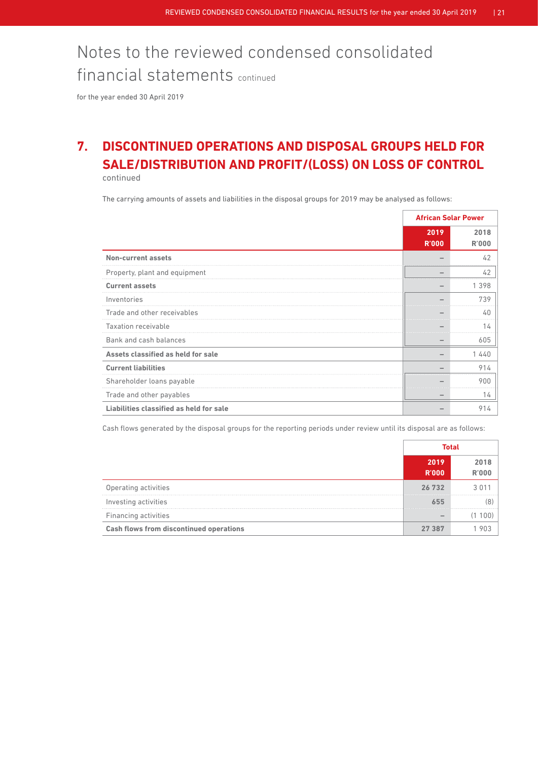# Notes to the reviewed condensed consolidated financial statements continued

for the year ended 30 April 2019

## 7. DISCONTINUED OPERATIONS AND DISPOSAL GROUPS HELD FOR SALE/DISTRIBUTION AND PROFIT/(LOSS) ON LOSS OF CONTROL continued

The carrying amounts of assets and liabilities in the disposal groups for 2019 may be analysed as follows:

| | African Solar Power | |
|---|---|---|
| | **2019 R'000** | **2018 R'000** |
| **Non-current assets** | – | 42 |
| Property, plant and equipment | – | 42 |
| **Current assets** | – | 1 398 |
| Inventories | – | 739 |
| Trade and other receivables | – | 40 |
| Taxation receivable | – | 14 |
| Bank and cash balances | – | 605 |
| **Assets classified as held for sale** | – | 1 440 |
| **Current liabilities** | – | 914 |
| Shareholder loans payable | – | 900 |
| Trade and other payables | – | 14 |
| **Liabilities classified as held for sale** | – | 914 |

Cash flows generated by the disposal groups for the reporting periods under review until its disposal are as follows:

| | Total | |
|---|---|---|
| | **2019 R'000** | **2018 R'000** |
| Operating activities | **26 732** | 3 011 |
| Investing activities | **655** | (8) |
| Financing activities | – | (1 100) |
| **Cash flows from discontinued operations** | **27 387** | 1 903 |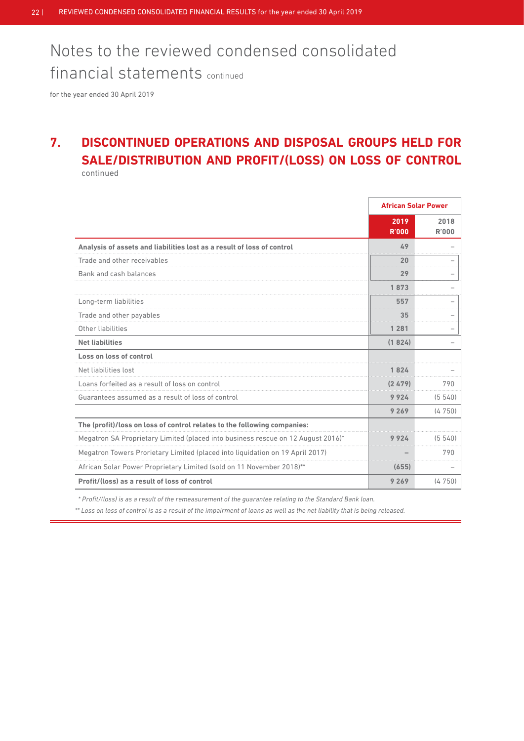# Notes to the reviewed condensed consolidated financial statements continued

for the year ended 30 April 2019

## 7. DISCONTINUED OPERATIONS AND DISPOSAL GROUPS HELD FOR SALE/DISTRIBUTION AND PROFIT/(LOSS) ON LOSS OF CONTROL continued

| | African Solar Power | |
|---|---|---|
| | **2019 R'000** | 2018 R'000 |
| **Analysis of assets and liabilities lost as a result of loss of control** | **49** | – |
| Trade and other receivables | **20** | – |
| Bank and cash balances | **29** | – |
| | **1 873** | – |
| Long-term liabilities | **557** | – |
| Trade and other payables | **35** | – |
| Other liabilities | **1 281** | – |
| **Net liabilities** | **(1 824)** | – |
| **Loss on loss of control** | | |
| Net liabilities lost | **1 824** | – |
| Loans forfeited as a result of loss on control | **(2 479)** | 790 |
| Guarantees assumed as a result of loss of control | **9 924** | (5 540) |
| | **9 269** | (4 750) |
| **The (profit)/loss on loss of control relates to the following companies:** | | |
| Megatron SA Proprietary Limited (placed into business rescue on 12 August 2016)* | **9 924** | (5 540) |
| Megatron Towers Prorietary Limited (placed into liquidation on 19 April 2017) | **–** | 790 |
| African Solar Power Proprietary Limited (sold on 11 November 2018)** | **(655)** | – |
| **Profit/(loss) as a result of loss of control** | **9 269** | (4 750) |

*\* Profit/(loss) is as a result of the remeasurement of the guarantee relating to the Standard Bank loan.*

*\*\* Loss on loss of control is as a result of the impairment of loans as well as the net liability that is being released.*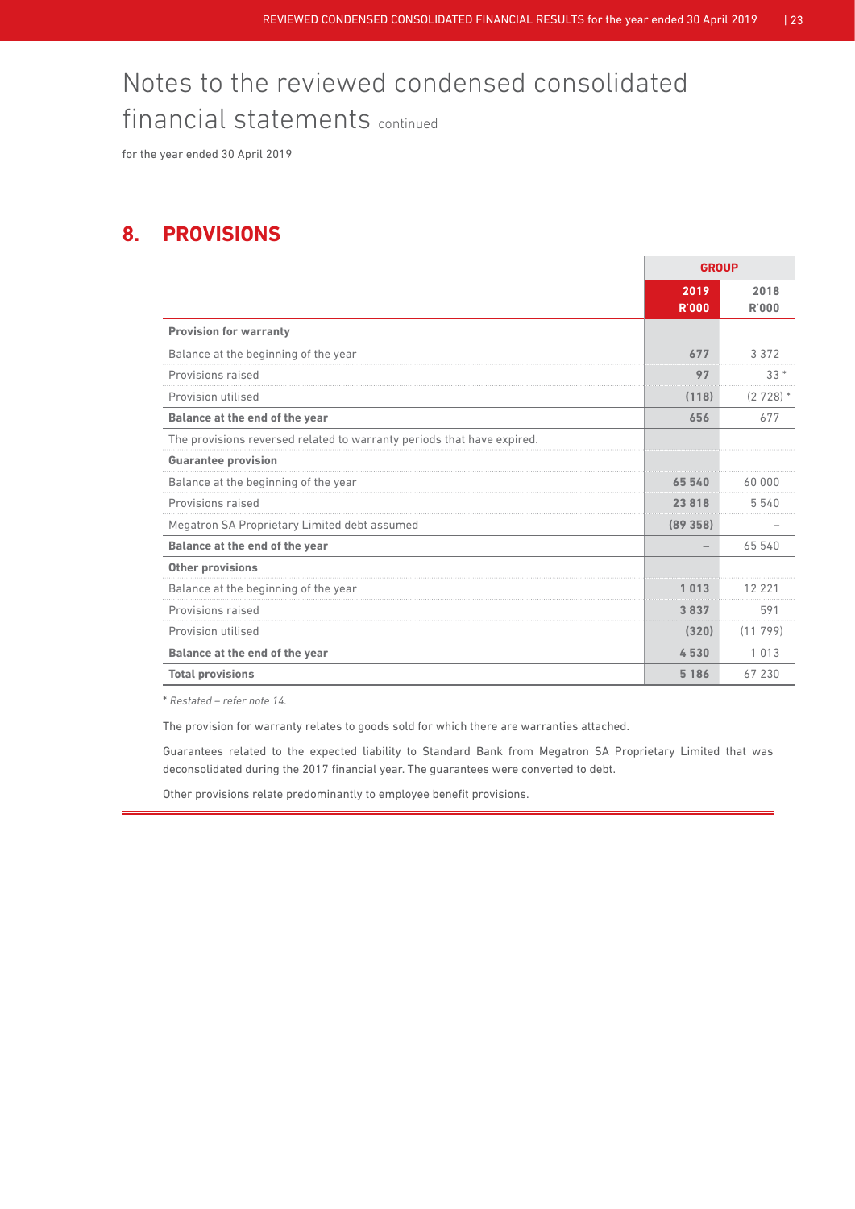# Notes to the reviewed condensed consolidated financial statements continued

for the year ended 30 April 2019

## 8. PROVISIONS

| | GROUP | |
|---|---|---|
| | **2019 R'000** | **2018 R'000** |
| **Provision for warranty** | | |
| Balance at the beginning of the year | **677** | 3 372 |
| Provisions raised | **97** | 33 * |
| Provision utilised | **(118)** | (2 728) * |
| **Balance at the end of the year** | **656** | 677 |
| The provisions reversed related to warranty periods that have expired. | | |
| **Guarantee provision** | | |
| Balance at the beginning of the year | **65 540** | 60 000 |
| Provisions raised | **23 818** | 5 540 |
| Megatron SA Proprietary Limited debt assumed | **(89 358)** | – |
| **Balance at the end of the year** | **–** | 65 540 |
| **Other provisions** | | |
| Balance at the beginning of the year | **1 013** | 12 221 |
| Provisions raised | **3 837** | 591 |
| Provision utilised | **(320)** | (11 799) |
| **Balance at the end of the year** | **4 530** | 1 013 |
| **Total provisions** | **5 186** | 67 230 |

\* *Restated – refer note 14.*

The provision for warranty relates to goods sold for which there are warranties attached.

Guarantees related to the expected liability to Standard Bank from Megatron SA Proprietary Limited that was deconsolidated during the 2017 financial year. The guarantees were converted to debt.

Other provisions relate predominantly to employee benefit provisions.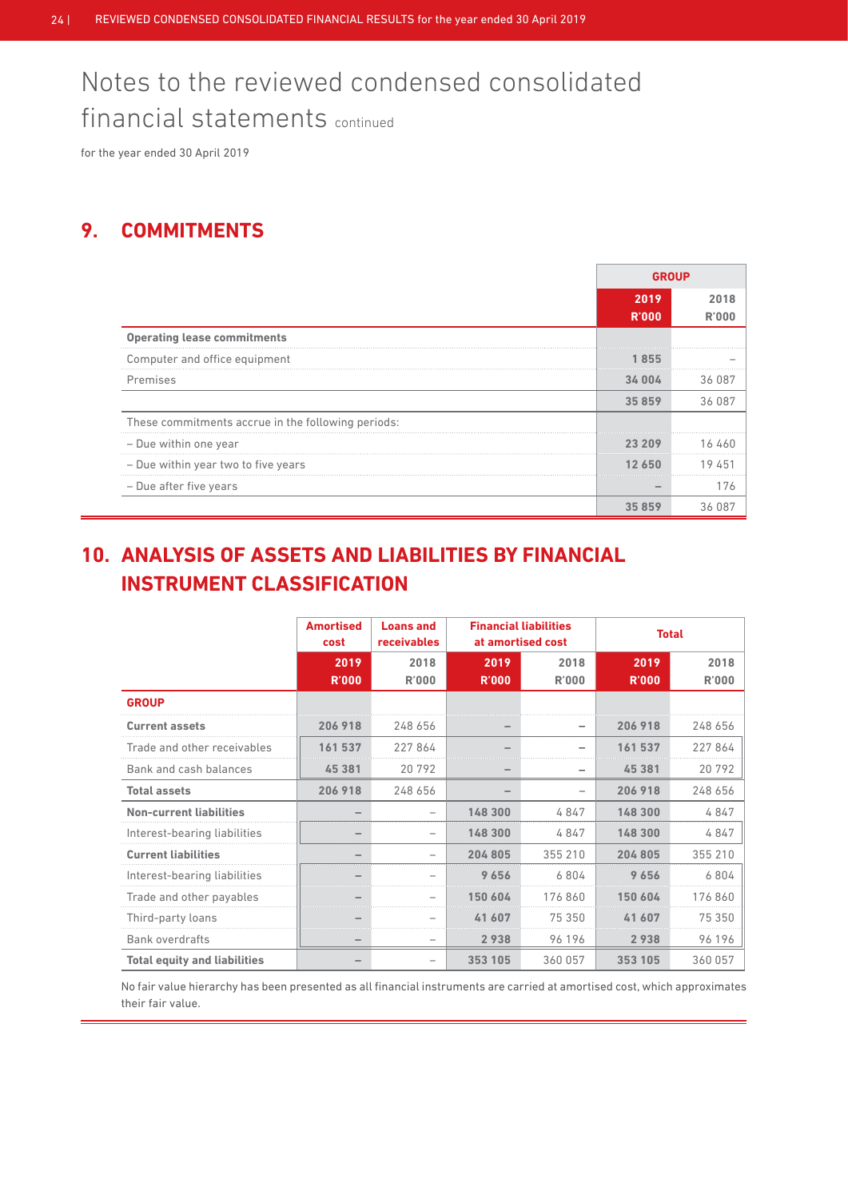# Notes to the reviewed condensed consolidated financial statements continued

for the year ended 30 April 2019

## 9. COMMITMENTS

| | GROUP | |
|---|---|---|
| | 2019 R'000 | 2018 R'000 |
| **Operating lease commitments** | | |
| Computer and office equipment | 1 855 | – |
| Premises | 34 004 | 36 087 |
| | 35 859 | 36 087 |
| These commitments accrue in the following periods: | | |
| – Due within one year | 23 209 | 16 460 |
| – Due within year two to five years | 12 650 | 19 451 |
| – Due after five years | – | 176 |
| | 35 859 | 36 087 |

## 10. ANALYSIS OF ASSETS AND LIABILITIES BY FINANCIAL INSTRUMENT CLASSIFICATION

| | Amortised cost | Loans and receivables | Financial liabilities at amortised cost | | Total | |
|---|---|---|---|---|---|---|
| | 2019 R'000 | 2018 R'000 | 2019 R'000 | 2018 R'000 | 2019 R'000 | 2018 R'000 |
| **GROUP** | | | | | | |
| **Current assets** | 206 918 | 248 656 | – | – | 206 918 | 248 656 |
| Trade and other receivables | 161 537 | 227 864 | – | – | 161 537 | 227 864 |
| Bank and cash balances | 45 381 | 20 792 | – | – | 45 381 | 20 792 |
| **Total assets** | 206 918 | 248 656 | – | – | 206 918 | 248 656 |
| **Non-current liabilities** | – | – | 148 300 | 4 847 | 148 300 | 4 847 |
| Interest-bearing liabilities | – | – | 148 300 | 4 847 | 148 300 | 4 847 |
| **Current liabilities** | – | – | 204 805 | 355 210 | 204 805 | 355 210 |
| Interest-bearing liabilities | – | – | 9 656 | 6 804 | 9 656 | 6 804 |
| Trade and other payables | – | – | 150 604 | 176 860 | 150 604 | 176 860 |
| Third-party loans | – | – | 41 607 | 75 350 | 41 607 | 75 350 |
| Bank overdrafts | – | – | 2 938 | 96 196 | 2 938 | 96 196 |
| **Total equity and liabilities** | – | – | 353 105 | 360 057 | 353 105 | 360 057 |

No fair value hierarchy has been presented as all financial instruments are carried at amortised cost, which approximates their fair value.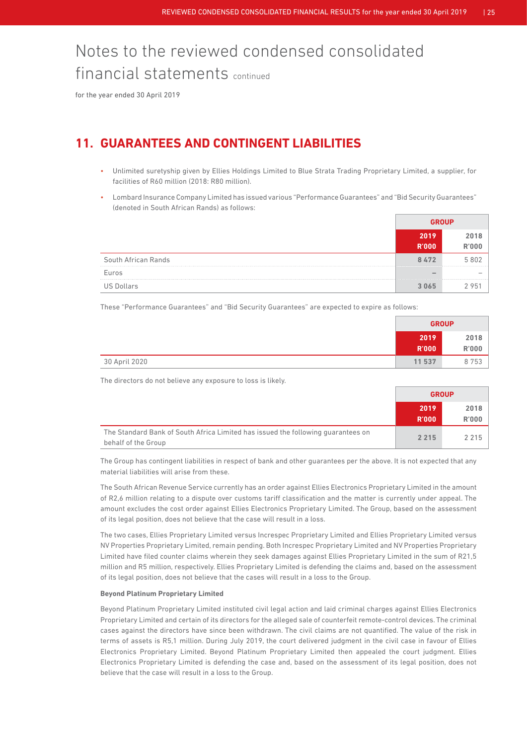# Notes to the reviewed condensed consolidated financial statements continued

for the year ended 30 April 2019

## 11. GUARANTEES AND CONTINGENT LIABILITIES

- Unlimited suretyship given by Ellies Holdings Limited to Blue Strata Trading Proprietary Limited, a supplier, for facilities of R60 million (2018: R80 million).
- Lombard Insurance Company Limited has issued various "Performance Guarantees" and "Bid Security Guarantees" (denoted in South African Rands) as follows:

| | GROUP | |
|---|---|---|
| | **2019 R'000** | **2018 R'000** |
| South African Rands | **8 472** | 5 802 |
| Euros | **–** | – |
| US Dollars | **3 065** | 2 951 |

These "Performance Guarantees" and "Bid Security Guarantees" are expected to expire as follows:

| | GROUP | |
|---|---|---|
| | **2019 R'000** | **2018 R'000** |
| 30 April 2020 | **11 537** | 8 753 |

The directors do not believe any exposure to loss is likely.

| | GROUP | |
|---|---|---|
| | **2019 R'000** | **2018 R'000** |
| The Standard Bank of South Africa Limited has issued the following guarantees on behalf of the Group | **2 215** | 2 215 |

The Group has contingent liabilities in respect of bank and other guarantees per the above. It is not expected that any material liabilities will arise from these.

The South African Revenue Service currently has an order against Ellies Electronics Proprietary Limited in the amount of R2,6 million relating to a dispute over customs tariff classification and the matter is currently under appeal. The amount excludes the cost order against Ellies Electronics Proprietary Limited. The Group, based on the assessment of its legal position, does not believe that the case will result in a loss.

The two cases, Ellies Proprietary Limited versus Increspec Proprietary Limited and Ellies Proprietary Limited versus NV Properties Proprietary Limited, remain pending. Both Increspec Proprietary Limited and NV Properties Proprietary Limited have filed counter claims wherein they seek damages against Ellies Proprietary Limited in the sum of R21,5 million and R5 million, respectively. Ellies Proprietary Limited is defending the claims and, based on the assessment of its legal position, does not believe that the cases will result in a loss to the Group.

**Beyond Platinum Proprietary Limited**

Beyond Platinum Proprietary Limited instituted civil legal action and laid criminal charges against Ellies Electronics Proprietary Limited and certain of its directors for the alleged sale of counterfeit remote-control devices. The criminal cases against the directors have since been withdrawn. The civil claims are not quantified. The value of the risk in terms of assets is R5,1 million. During July 2019, the court delivered judgment in the civil case in favour of Ellies Electronics Proprietary Limited. Beyond Platinum Proprietary Limited then appealed the court judgment. Ellies Electronics Proprietary Limited is defending the case and, based on the assessment of its legal position, does not believe that the case will result in a loss to the Group.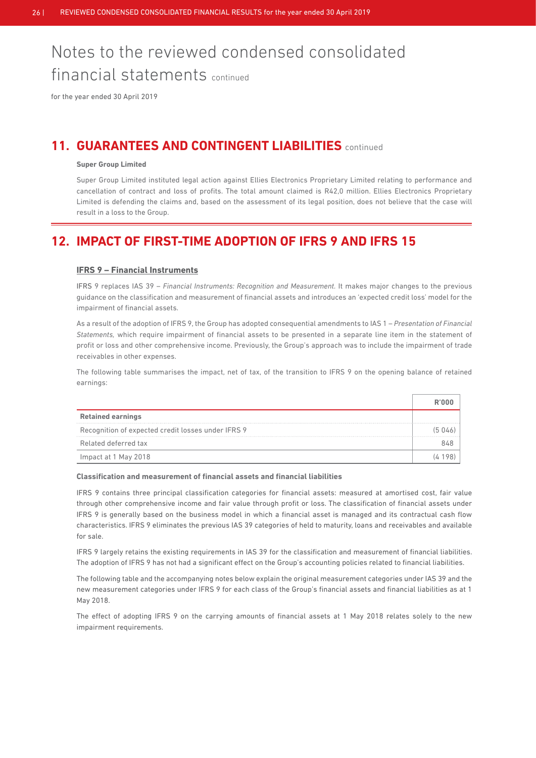# Notes to the reviewed condensed consolidated financial statements continued

for the year ended 30 April 2019

## 11. GUARANTEES AND CONTINGENT LIABILITIES continued

**Super Group Limited**

Super Group Limited instituted legal action against Ellies Electronics Proprietary Limited relating to performance and cancellation of contract and loss of profits. The total amount claimed is R42,0 million. Ellies Electronics Proprietary Limited is defending the claims and, based on the assessment of its legal position, does not believe that the case will result in a loss to the Group.

## 12. IMPACT OF FIRST-TIME ADOPTION OF IFRS 9 AND IFRS 15

### IFRS 9 – Financial Instruments

IFRS 9 replaces IAS 39 – *Financial Instruments: Recognition and Measurement.* It makes major changes to the previous guidance on the classification and measurement of financial assets and introduces an 'expected credit loss' model for the impairment of financial assets.

As a result of the adoption of IFRS 9, the Group has adopted consequential amendments to IAS 1 – *Presentation of Financial Statements,* which require impairment of financial assets to be presented in a separate line item in the statement of profit or loss and other comprehensive income. Previously, the Group's approach was to include the impairment of trade receivables in other expenses.

The following table summarises the impact, net of tax, of the transition to IFRS 9 on the opening balance of retained earnings:

| | R'000 |
|---|---|
| **Retained earnings** | |
| Recognition of expected credit losses under IFRS 9 | (5 046) |
| Related deferred tax | 848 |
| Impact at 1 May 2018 | (4 198) |

**Classification and measurement of financial assets and financial liabilities**

IFRS 9 contains three principal classification categories for financial assets: measured at amortised cost, fair value through other comprehensive income and fair value through profit or loss. The classification of financial assets under IFRS 9 is generally based on the business model in which a financial asset is managed and its contractual cash flow characteristics. IFRS 9 eliminates the previous IAS 39 categories of held to maturity, loans and receivables and available for sale.

IFRS 9 largely retains the existing requirements in IAS 39 for the classification and measurement of financial liabilities. The adoption of IFRS 9 has not had a significant effect on the Group's accounting policies related to financial liabilities.

The following table and the accompanying notes below explain the original measurement categories under IAS 39 and the new measurement categories under IFRS 9 for each class of the Group's financial assets and financial liabilities as at 1 May 2018.

The effect of adopting IFRS 9 on the carrying amounts of financial assets at 1 May 2018 relates solely to the new impairment requirements.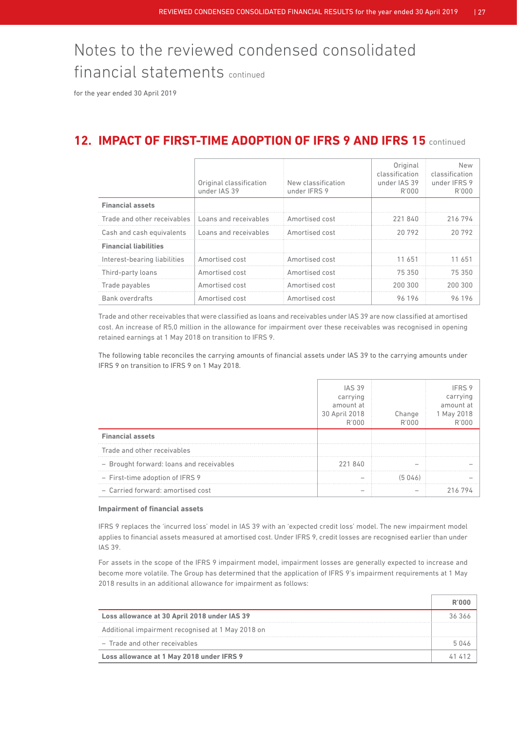# Notes to the reviewed condensed consolidated financial statements continued

for the year ended 30 April 2019

## 12. IMPACT OF FIRST-TIME ADOPTION OF IFRS 9 AND IFRS 15 continued

| | Original classification under IAS 39 | New classification under IFRS 9 | Original classification under IAS 39 R'000 | New classification under IFRS 9 R'000 |
|---|---|---|---|---|
| **Financial assets** | | | | |
| Trade and other receivables | Loans and receivables | Amortised cost | 221 840 | 216 794 |
| Cash and cash equivalents | Loans and receivables | Amortised cost | 20 792 | 20 792 |
| **Financial liabilities** | | | | |
| Interest-bearing liabilities | Amortised cost | Amortised cost | 11 651 | 11 651 |
| Third-party loans | Amortised cost | Amortised cost | 75 350 | 75 350 |
| Trade payables | Amortised cost | Amortised cost | 200 300 | 200 300 |
| Bank overdrafts | Amortised cost | Amortised cost | 96 196 | 96 196 |

Trade and other receivables that were classified as loans and receivables under IAS 39 are now classified at amortised cost. An increase of R5,0 million in the allowance for impairment over these receivables was recognised in opening retained earnings at 1 May 2018 on transition to IFRS 9.

The following table reconciles the carrying amounts of financial assets under IAS 39 to the carrying amounts under IFRS 9 on transition to IFRS 9 on 1 May 2018.

| | IAS 39 carrying amount at 30 April 2018 R'000 | Change R'000 | IFRS 9 carrying amount at 1 May 2018 R'000 |
|---|---|---|---|
| **Financial assets** | | | |
| Trade and other receivables | | | |
| – Brought forward: loans and receivables | 221 840 | – | – |
| – First-time adoption of IFRS 9 | – | (5 046) | – |
| – Carried forward: amortised cost | – | – | 216 794 |

**Impairment of financial assets**

IFRS 9 replaces the 'incurred loss' model in IAS 39 with an 'expected credit loss' model. The new impairment model applies to financial assets measured at amortised cost. Under IFRS 9, credit losses are recognised earlier than under IAS 39.

For assets in the scope of the IFRS 9 impairment model, impairment losses are generally expected to increase and become more volatile. The Group has determined that the application of IFRS 9's impairment requirements at 1 May 2018 results in an additional allowance for impairment as follows:

| | **R'000** |
|---|---|
| **Loss allowance at 30 April 2018 under IAS 39** | 36 366 |
| Additional impairment recognised at 1 May 2018 on | |
| – Trade and other receivables | 5 046 |
| **Loss allowance at 1 May 2018 under IFRS 9** | 41 412 |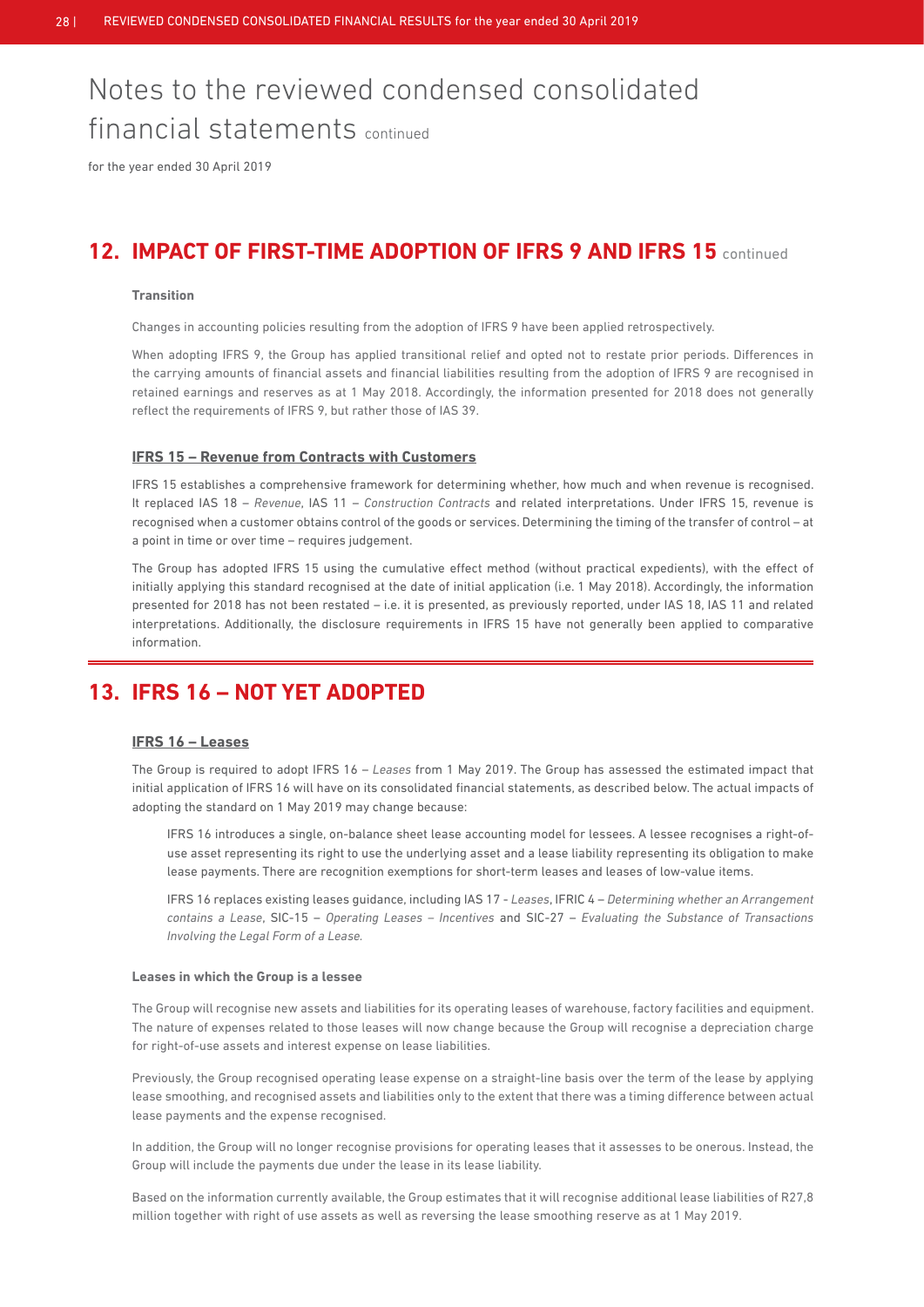# Notes to the reviewed condensed consolidated financial statements continued

for the year ended 30 April 2019

## 12. IMPACT OF FIRST-TIME ADOPTION OF IFRS 9 AND IFRS 15 continued

**Transition**

Changes in accounting policies resulting from the adoption of IFRS 9 have been applied retrospectively.

When adopting IFRS 9, the Group has applied transitional relief and opted not to restate prior periods. Differences in the carrying amounts of financial assets and financial liabilities resulting from the adoption of IFRS 9 are recognised in retained earnings and reserves as at 1 May 2018. Accordingly, the information presented for 2018 does not generally reflect the requirements of IFRS 9, but rather those of IAS 39.

### IFRS 15 – Revenue from Contracts with Customers

IFRS 15 establishes a comprehensive framework for determining whether, how much and when revenue is recognised. It replaced IAS 18 – *Revenue*, IAS 11 – *Construction Contracts* and related interpretations. Under IFRS 15, revenue is recognised when a customer obtains control of the goods or services. Determining the timing of the transfer of control – at a point in time or over time – requires judgement.

The Group has adopted IFRS 15 using the cumulative effect method (without practical expedients), with the effect of initially applying this standard recognised at the date of initial application (i.e. 1 May 2018). Accordingly, the information presented for 2018 has not been restated – i.e. it is presented, as previously reported, under IAS 18, IAS 11 and related interpretations. Additionally, the disclosure requirements in IFRS 15 have not generally been applied to comparative information.

## 13. IFRS 16 – NOT YET ADOPTED

### IFRS 16 – Leases

The Group is required to adopt IFRS 16 – *Leases* from 1 May 2019. The Group has assessed the estimated impact that initial application of IFRS 16 will have on its consolidated financial statements, as described below. The actual impacts of adopting the standard on 1 May 2019 may change because:

IFRS 16 introduces a single, on-balance sheet lease accounting model for lessees. A lessee recognises a right-of-use asset representing its right to use the underlying asset and a lease liability representing its obligation to make lease payments. There are recognition exemptions for short-term leases and leases of low-value items.

IFRS 16 replaces existing leases guidance, including IAS 17 - *Leases*, IFRIC 4 – *Determining whether an Arrangement contains a Lease*, SIC-15 – *Operating Leases – Incentives* and SIC-27 – *Evaluating the Substance of Transactions Involving the Legal Form of a Lease.*

**Leases in which the Group is a lessee**

The Group will recognise new assets and liabilities for its operating leases of warehouse, factory facilities and equipment. The nature of expenses related to those leases will now change because the Group will recognise a depreciation charge for right-of-use assets and interest expense on lease liabilities.

Previously, the Group recognised operating lease expense on a straight-line basis over the term of the lease by applying lease smoothing, and recognised assets and liabilities only to the extent that there was a timing difference between actual lease payments and the expense recognised.

In addition, the Group will no longer recognise provisions for operating leases that it assesses to be onerous. Instead, the Group will include the payments due under the lease in its lease liability.

Based on the information currently available, the Group estimates that it will recognise additional lease liabilities of R27,8 million together with right of use assets as well as reversing the lease smoothing reserve as at 1 May 2019.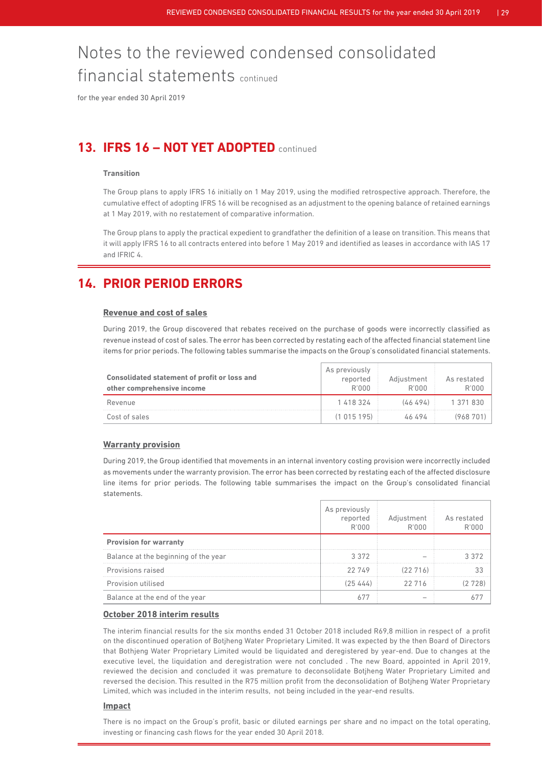# Notes to the reviewed condensed consolidated financial statements continued

for the year ended 30 April 2019

## 13. IFRS 16 – NOT YET ADOPTED continued

**Transition**

The Group plans to apply IFRS 16 initially on 1 May 2019, using the modified retrospective approach. Therefore, the cumulative effect of adopting IFRS 16 will be recognised as an adjustment to the opening balance of retained earnings at 1 May 2019, with no restatement of comparative information.

The Group plans to apply the practical expedient to grandfather the definition of a lease on transition. This means that it will apply IFRS 16 to all contracts entered into before 1 May 2019 and identified as leases in accordance with IAS 17 and IFRIC 4.

## 14. PRIOR PERIOD ERRORS

**Revenue and cost of sales**

During 2019, the Group discovered that rebates received on the purchase of goods were incorrectly classified as revenue instead of cost of sales. The error has been corrected by restating each of the affected financial statement line items for prior periods. The following tables summarise the impacts on the Group's consolidated financial statements.

| Consolidated statement of profit or loss and other comprehensive income | As previously reported R'000 | Adjustment R'000 | As restated R'000 |
|---|---|---|---|
| Revenue | 1 418 324 | (46 494) | 1 371 830 |
| Cost of sales | (1 015 195) | 46 494 | (968 701) |

**Warranty provision**

During 2019, the Group identified that movements in an internal inventory costing provision were incorrectly included as movements under the warranty provision. The error has been corrected by restating each of the affected disclosure line items for prior periods. The following table summarises the impact on the Group's consolidated financial statements.

| | As previously reported R'000 | Adjustment R'000 | As restated R'000 |
|---|---|---|---|
| **Provision for warranty** | | | |
| Balance at the beginning of the year | 3 372 | – | 3 372 |
| Provisions raised | 22 749 | (22 716) | 33 |
| Provision utilised | (25 444) | 22 716 | (2 728) |
| Balance at the end of the year | 677 | – | 677 |

**October 2018 interim results**

The interim financial results for the six months ended 31 October 2018 included R69,8 million in respect of a profit on the discontinued operation of Botjheng Water Proprietary Limited. It was expected by the then Board of Directors that Bothjeng Water Proprietary Limited would be liquidated and deregistered by year-end. Due to changes at the executive level, the liquidation and deregistration were not concluded . The new Board, appointed in April 2019, reviewed the decision and concluded it was premature to deconsolidate Botjheng Water Proprietary Limited and reversed the decision. This resulted in the R75 million profit from the deconsolidation of Botjheng Water Proprietary Limited, which was included in the interim results, not being included in the year-end results.

**Impact**

There is no impact on the Group's profit, basic or diluted earnings per share and no impact on the total operating, investing or financing cash flows for the year ended 30 April 2018.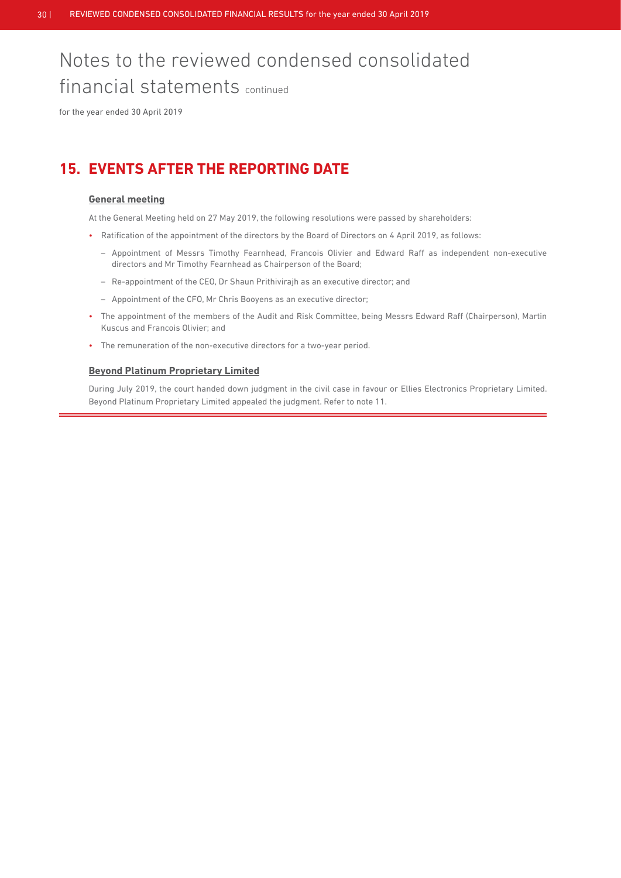# Notes to the reviewed condensed consolidated financial statements continued

for the year ended 30 April 2019

## 15. EVENTS AFTER THE REPORTING DATE

### General meeting

At the General Meeting held on 27 May 2019, the following resolutions were passed by shareholders:

- Ratification of the appointment of the directors by the Board of Directors on 4 April 2019, as follows:
  - Appointment of Messrs Timothy Fearnhead, Francois Olivier and Edward Raff as independent non-executive directors and Mr Timothy Fearnhead as Chairperson of the Board;
  - Re-appointment of the CEO, Dr Shaun Prithivirajh as an executive director; and
  - Appointment of the CFO, Mr Chris Booyens as an executive director;
- The appointment of the members of the Audit and Risk Committee, being Messrs Edward Raff (Chairperson), Martin Kuscus and Francois Olivier; and
- The remuneration of the non-executive directors for a two-year period.

### Beyond Platinum Proprietary Limited

During July 2019, the court handed down judgment in the civil case in favour or Ellies Electronics Proprietary Limited. Beyond Platinum Proprietary Limited appealed the judgment. Refer to note 11.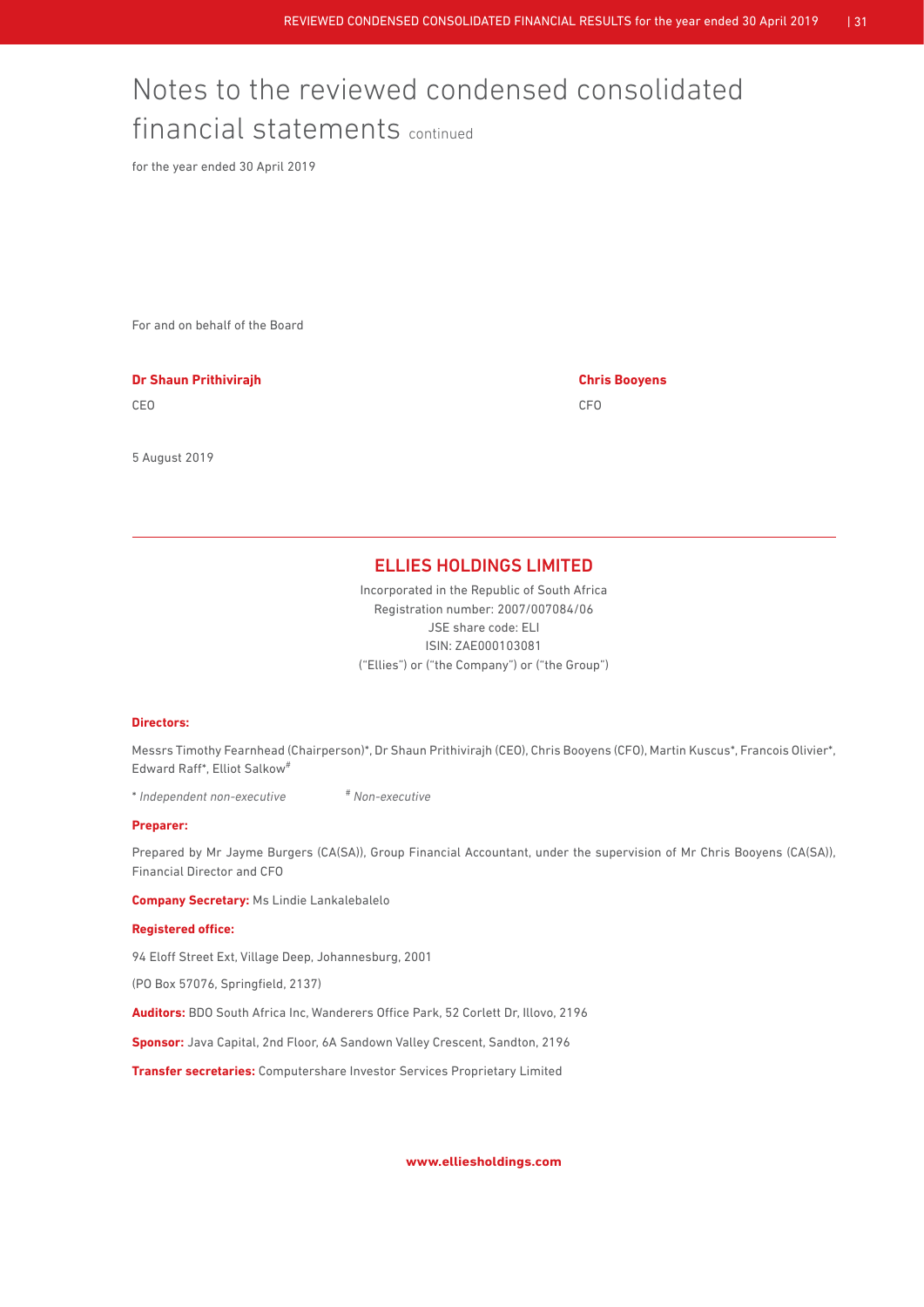# Notes to the reviewed condensed consolidated financial statements continued

for the year ended 30 April 2019

For and on behalf of the Board

**Dr Shaun Prithivirajh**

CEO

**Chris Booyens**

CFO

5 August 2019

---

## ELLIES HOLDINGS LIMITED

Incorporated in the Republic of South Africa
Registration number: 2007/007084/06
JSE share code: ELI
ISIN: ZAE000103081
("Ellies") or ("the Company") or ("the Group")

**Directors:**

Messrs Timothy Fearnhead (Chairperson)*, Dr Shaun Prithivirajh (CEO), Chris Booyens (CFO), Martin Kuscus*, Francois Olivier*, Edward Raff*, Elliot Salkow#

\* *Independent non-executive* # *Non-executive*

**Preparer:**

Prepared by Mr Jayme Burgers (CA(SA)), Group Financial Accountant, under the supervision of Mr Chris Booyens (CA(SA)), Financial Director and CFO

**Company Secretary:** Ms Lindie Lankalebalelo

**Registered office:**

94 Eloff Street Ext, Village Deep, Johannesburg, 2001

(PO Box 57076, Springfield, 2137)

**Auditors:** BDO South Africa Inc, Wanderers Office Park, 52 Corlett Dr, Illovo, 2196

**Sponsor:** Java Capital, 2nd Floor, 6A Sandown Valley Crescent, Sandton, 2196

**Transfer secretaries:** Computershare Investor Services Proprietary Limited

**www.elliesholdings.com**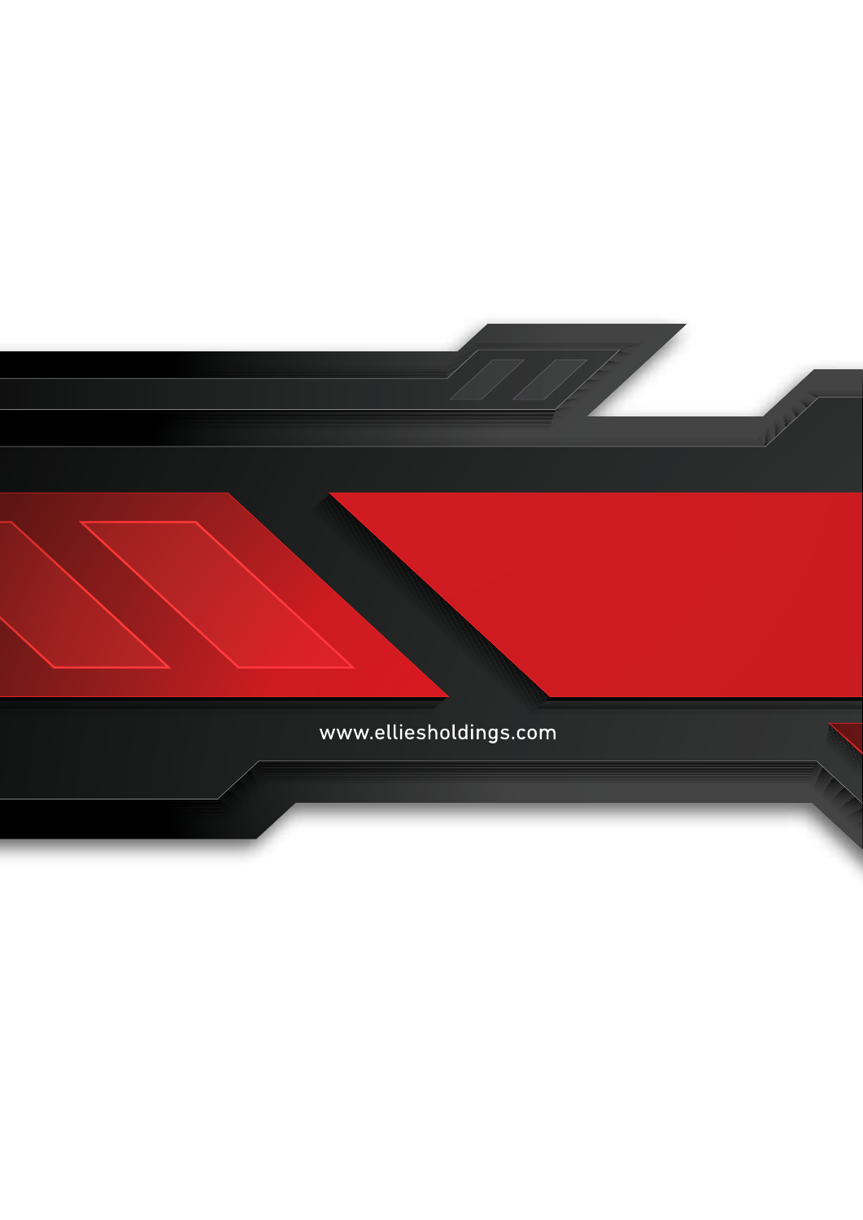www.elliesholdings.com